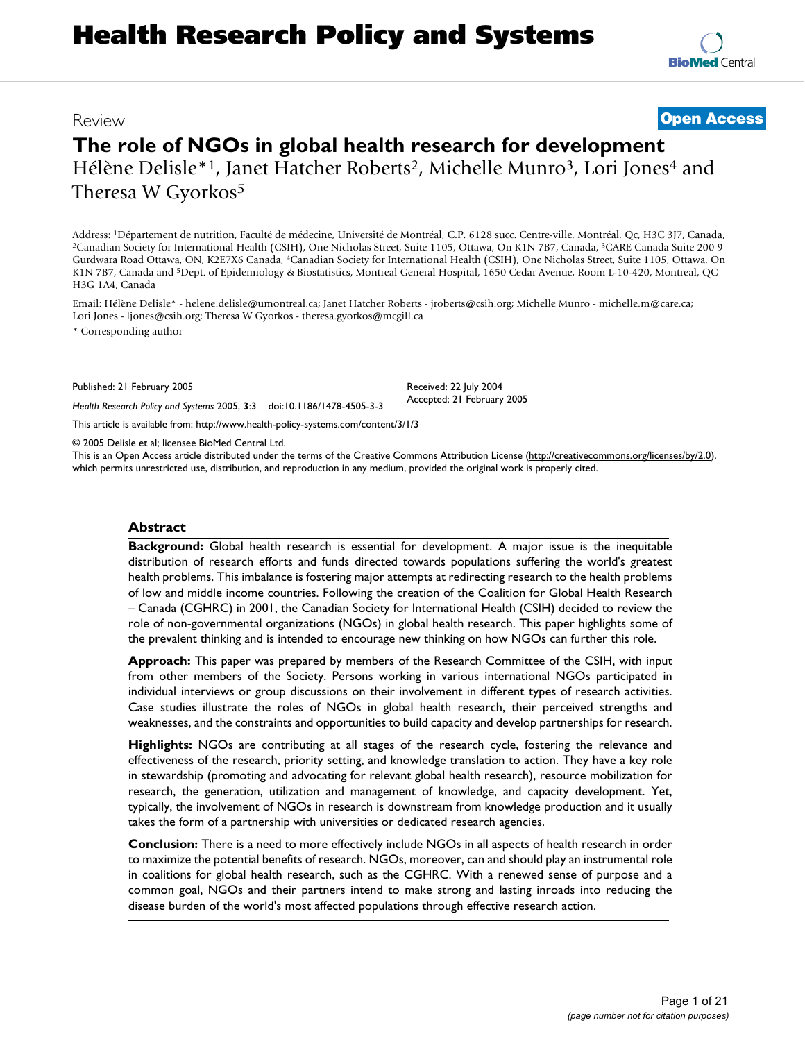# Health Research Policy and Systems

Review

**Open Access**

# The role of NGOs in global health research for development

Hélène Delisle*[1], Janet Hatcher Roberts[2], Michelle Munro[3], Lori Jones[4] and Theresa W Gyorkos[5]

Address: [1]Département de nutrition, Faculté de médecine, Université de Montréal, C.P. 6128 succ. Centre-ville, Montréal, Qc, H3C 3J7, Canada, [2]Canadian Society for International Health (CSIH), One Nicholas Street, Suite 1105, Ottawa, On K1N 7B7, Canada, [3]CARE Canada Suite 200 9 Gurdwara Road Ottawa, ON, K2E7X6 Canada, [4]Canadian Society for International Health (CSIH), One Nicholas Street, Suite 1105, Ottawa, On K1N 7B7, Canada and [5]Dept. of Epidemiology & Biostatistics, Montreal General Hospital, 1650 Cedar Avenue, Room L-10-420, Montreal, QC H3G 1A4, Canada

Email: Hélène Delisle* - helene.delisle@umontreal.ca; Janet Hatcher Roberts - jroberts@csih.org; Michelle Munro - michelle.m@care.ca; Lori Jones - ljones@csih.org; Theresa W Gyorkos - theresa.gyorkos@mcgill.ca

\* Corresponding author

Published: 21 February 2005

*Health Research Policy and Systems* 2005, **3**:3 doi:10.1186/1478-4505-3-3

Received: 22 July 2004
Accepted: 21 February 2005

This article is available from: http://www.health-policy-systems.com/content/3/1/3

© 2005 Delisle et al; licensee BioMed Central Ltd.
This is an Open Access article distributed under the terms of the Creative Commons Attribution License (http://creativecommons.org/licenses/by/2.0), which permits unrestricted use, distribution, and reproduction in any medium, provided the original work is properly cited.

## Abstract

**Background:** Global health research is essential for development. A major issue is the inequitable distribution of research efforts and funds directed towards populations suffering the world's greatest health problems. This imbalance is fostering major attempts at redirecting research to the health problems of low and middle income countries. Following the creation of the Coalition for Global Health Research – Canada (CGHRC) in 2001, the Canadian Society for International Health (CSIH) decided to review the role of non-governmental organizations (NGOs) in global health research. This paper highlights some of the prevalent thinking and is intended to encourage new thinking on how NGOs can further this role.

**Approach:** This paper was prepared by members of the Research Committee of the CSIH, with input from other members of the Society. Persons working in various international NGOs participated in individual interviews or group discussions on their involvement in different types of research activities. Case studies illustrate the roles of NGOs in global health research, their perceived strengths and weaknesses, and the constraints and opportunities to build capacity and develop partnerships for research.

**Highlights:** NGOs are contributing at all stages of the research cycle, fostering the relevance and effectiveness of the research, priority setting, and knowledge translation to action. They have a key role in stewardship (promoting and advocating for relevant global health research), resource mobilization for research, the generation, utilization and management of knowledge, and capacity development. Yet, typically, the involvement of NGOs in research is downstream from knowledge production and it usually takes the form of a partnership with universities or dedicated research agencies.

**Conclusion:** There is a need to more effectively include NGOs in all aspects of health research in order to maximize the potential benefits of research. NGOs, moreover, can and should play an instrumental role in coalitions for global health research, such as the CGHRC. With a renewed sense of purpose and a common goal, NGOs and their partners intend to make strong and lasting inroads into reducing the disease burden of the world's most affected populations through effective research action.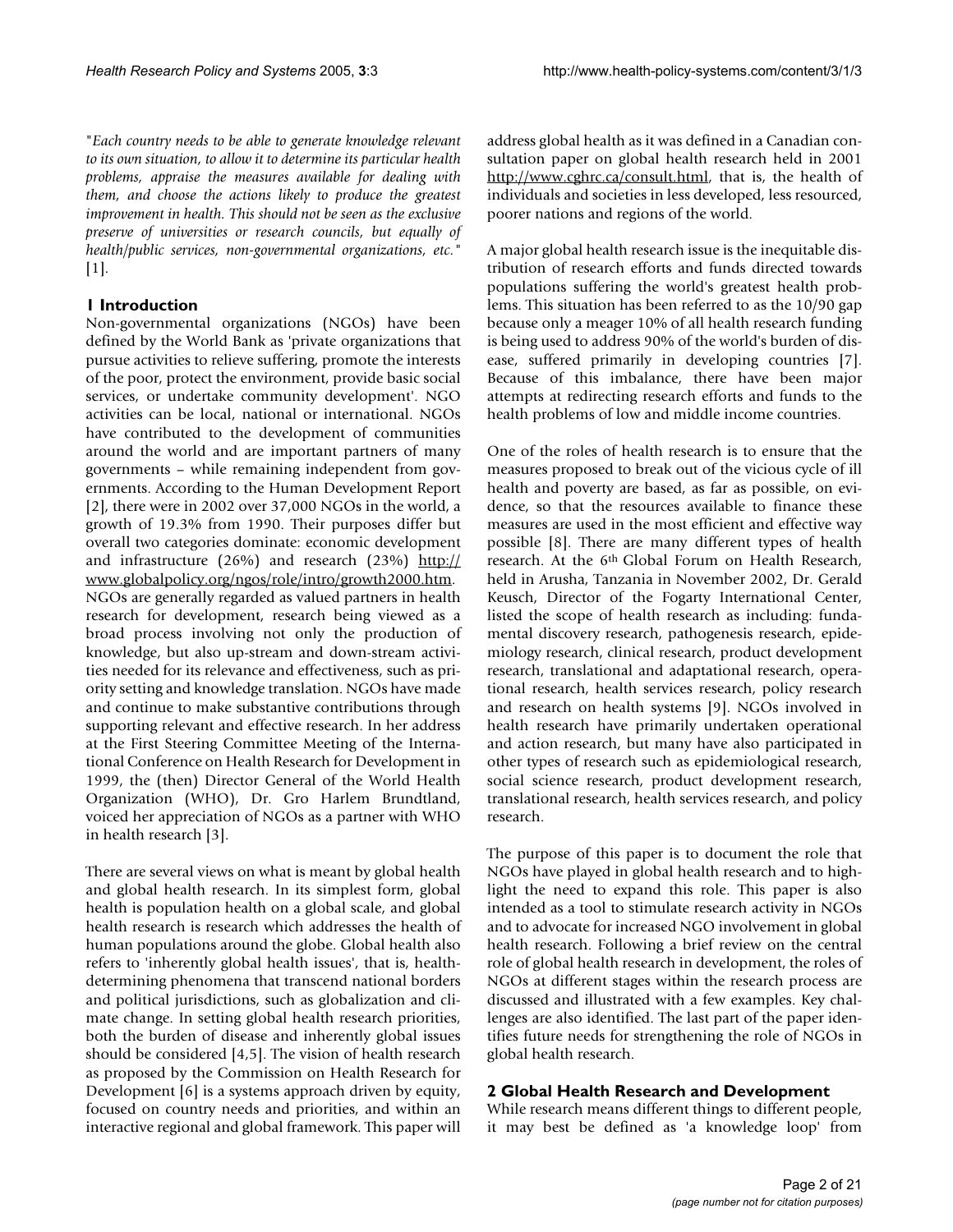*"Each country needs to be able to generate knowledge relevant to its own situation, to allow it to determine its particular health problems, appraise the measures available for dealing with them, and choose the actions likely to produce the greatest improvement in health. This should not be seen as the exclusive preserve of universities or research councils, but equally of health/public services, non-governmental organizations, etc."* [1].

## 1 Introduction

Non-governmental organizations (NGOs) have been defined by the World Bank as 'private organizations that pursue activities to relieve suffering, promote the interests of the poor, protect the environment, provide basic social services, or undertake community development'. NGO activities can be local, national or international. NGOs have contributed to the development of communities around the world and are important partners of many governments – while remaining independent from governments. According to the Human Development Report [2], there were in 2002 over 37,000 NGOs in the world, a growth of 19.3% from 1990. Their purposes differ but overall two categories dominate: economic development and infrastructure (26%) and research (23%) http://www.globalpolicy.org/ngos/role/intro/growth2000.htm. NGOs are generally regarded as valued partners in health research for development, research being viewed as a broad process involving not only the production of knowledge, but also up-stream and down-stream activities needed for its relevance and effectiveness, such as priority setting and knowledge translation. NGOs have made and continue to make substantive contributions through supporting relevant and effective research. In her address at the First Steering Committee Meeting of the International Conference on Health Research for Development in 1999, the (then) Director General of the World Health Organization (WHO), Dr. Gro Harlem Brundtland, voiced her appreciation of NGOs as a partner with WHO in health research [3].

There are several views on what is meant by global health and global health research. In its simplest form, global health is population health on a global scale, and global health research is research which addresses the health of human populations around the globe. Global health also refers to 'inherently global health issues', that is, health-determining phenomena that transcend national borders and political jurisdictions, such as globalization and climate change. In setting global health research priorities, both the burden of disease and inherently global issues should be considered [4,5]. The vision of health research as proposed by the Commission on Health Research for Development [6] is a systems approach driven by equity, focused on country needs and priorities, and within an interactive regional and global framework. This paper will address global health as it was defined in a Canadian consultation paper on global health research held in 2001 http://www.cghrc.ca/consult.html, that is, the health of individuals and societies in less developed, less resourced, poorer nations and regions of the world.

A major global health research issue is the inequitable distribution of research efforts and funds directed towards populations suffering the world's greatest health problems. This situation has been referred to as the 10/90 gap because only a meager 10% of all health research funding is being used to address 90% of the world's burden of disease, suffered primarily in developing countries [7]. Because of this imbalance, there have been major attempts at redirecting research efforts and funds to the health problems of low and middle income countries.

One of the roles of health research is to ensure that the measures proposed to break out of the vicious cycle of ill health and poverty are based, as far as possible, on evidence, so that the resources available to finance these measures are used in the most efficient and effective way possible [8]. There are many different types of health research. At the 6th Global Forum on Health Research, held in Arusha, Tanzania in November 2002, Dr. Gerald Keusch, Director of the Fogarty International Center, listed the scope of health research as including: fundamental discovery research, pathogenesis research, epidemiology research, clinical research, product development research, translational and adaptational research, operational research, health services research, policy research and research on health systems [9]. NGOs involved in health research have primarily undertaken operational and action research, but many have also participated in other types of research such as epidemiological research, social science research, product development research, translational research, health services research, and policy research.

The purpose of this paper is to document the role that NGOs have played in global health research and to highlight the need to expand this role. This paper is also intended as a tool to stimulate research activity in NGOs and to advocate for increased NGO involvement in global health research. Following a brief review on the central role of global health research in development, the roles of NGOs at different stages within the research process are discussed and illustrated with a few examples. Key challenges are also identified. The last part of the paper identifies future needs for strengthening the role of NGOs in global health research.

## 2 Global Health Research and Development

While research means different things to different people, it may best be defined as 'a knowledge loop' from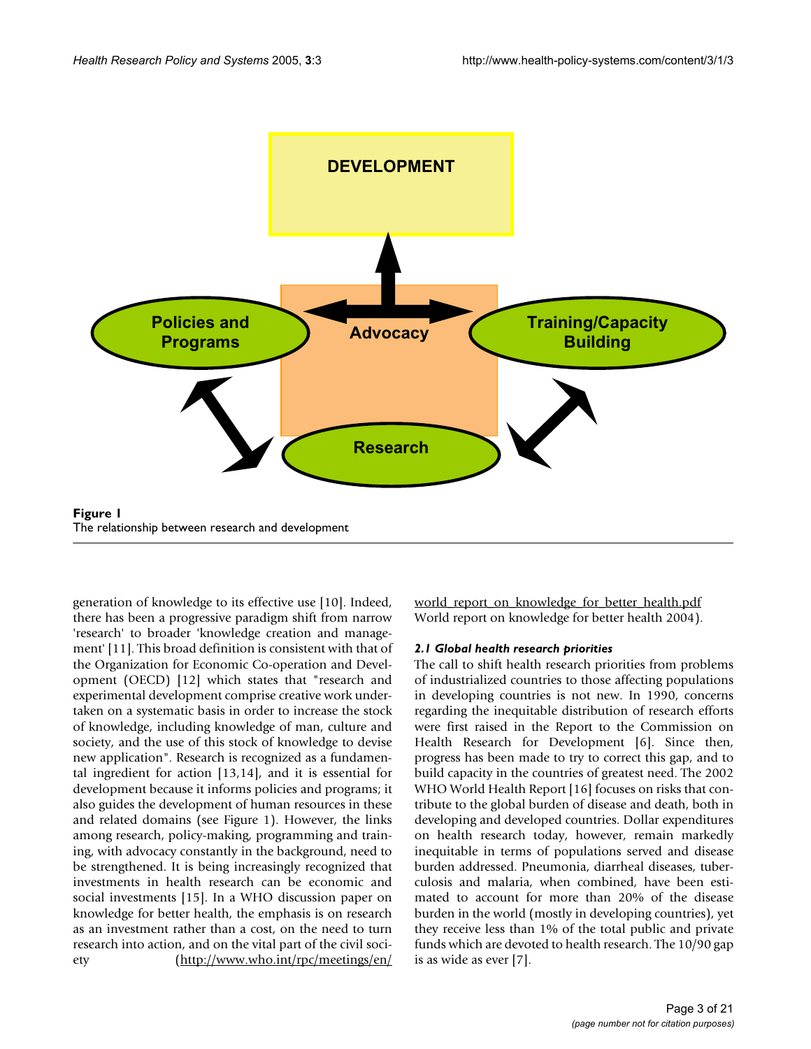**Figure 1**
The relationship between research and development

generation of knowledge to its effective use [10]. Indeed, there has been a progressive paradigm shift from narrow 'research' to broader 'knowledge creation and management' [11]. This broad definition is consistent with that of the Organization for Economic Co-operation and Development (OECD) [12] which states that "research and experimental development comprise creative work undertaken on a systematic basis in order to increase the stock of knowledge, including knowledge of man, culture and society, and the use of this stock of knowledge to devise new application". Research is recognized as a fundamental ingredient for action [13,14], and it is essential for development because it informs policies and programs; it also guides the development of human resources in these and related domains (see Figure 1). However, the links among research, policy-making, programming and training, with advocacy constantly in the background, need to be strengthened. It is being increasingly recognized that investments in health research can be economic and social investments [15]. In a WHO discussion paper on knowledge for better health, the emphasis is on research as an investment rather than a cost, on the need to turn research into action, and on the vital part of the civil society (http://www.who.int/rpc/meetings/en/world_report_on_knowledge_for_better_health.pdf World report on knowledge for better health 2004).

### *2.1 Global health research priorities*

The call to shift health research priorities from problems of industrialized countries to those affecting populations in developing countries is not new. In 1990, concerns regarding the inequitable distribution of research efforts were first raised in the Report to the Commission on Health Research for Development [6]. Since then, progress has been made to try to correct this gap, and to build capacity in the countries of greatest need. The 2002 WHO World Health Report [16] focuses on risks that contribute to the global burden of disease and death, both in developing and developed countries. Dollar expenditures on health research today, however, remain markedly inequitable in terms of populations served and disease burden addressed. Pneumonia, diarrheal diseases, tuberculosis and malaria, when combined, have been estimated to account for more than 20% of the disease burden in the world (mostly in developing countries), yet they receive less than 1% of the total public and private funds which are devoted to health research. The 10/90 gap is as wide as ever [7].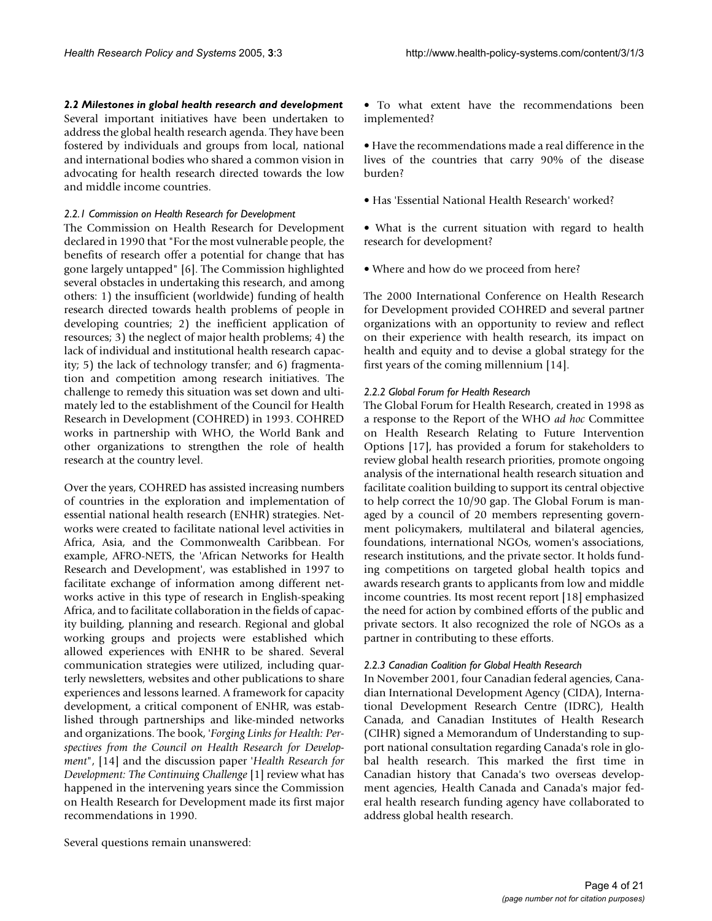### *2.2 Milestones in global health research and development*

Several important initiatives have been undertaken to address the global health research agenda. They have been fostered by individuals and groups from local, national and international bodies who shared a common vision in advocating for health research directed towards the low and middle income countries.

#### *2.2.1 Commission on Health Research for Development*

The Commission on Health Research for Development declared in 1990 that "For the most vulnerable people, the benefits of research offer a potential for change that has gone largely untapped" [6]. The Commission highlighted several obstacles in undertaking this research, and among others: 1) the insufficient (worldwide) funding of health research directed towards health problems of people in developing countries; 2) the inefficient application of resources; 3) the neglect of major health problems; 4) the lack of individual and institutional health research capacity; 5) the lack of technology transfer; and 6) fragmentation and competition among research initiatives. The challenge to remedy this situation was set down and ultimately led to the establishment of the Council for Health Research in Development (COHRED) in 1993. COHRED works in partnership with WHO, the World Bank and other organizations to strengthen the role of health research at the country level.

Over the years, COHRED has assisted increasing numbers of countries in the exploration and implementation of essential national health research (ENHR) strategies. Networks were created to facilitate national level activities in Africa, Asia, and the Commonwealth Caribbean. For example, AFRO-NETS, the 'African Networks for Health Research and Development', was established in 1997 to facilitate exchange of information among different networks active in this type of research in English-speaking Africa, and to facilitate collaboration in the fields of capacity building, planning and research. Regional and global working groups and projects were established which allowed experiences with ENHR to be shared. Several communication strategies were utilized, including quarterly newsletters, websites and other publications to share experiences and lessons learned. A framework for capacity development, a critical component of ENHR, was established through partnerships and like-minded networks and organizations. The book, '*Forging Links for Health: Perspectives from the Council on Health Research for Development*", [14] and the discussion paper '*Health Research for Development: The Continuing Challenge* [1] review what has happened in the intervening years since the Commission on Health Research for Development made its first major recommendations in 1990.

Several questions remain unanswered:

- To what extent have the recommendations been implemented?
- Have the recommendations made a real difference in the lives of the countries that carry 90% of the disease burden?
- Has 'Essential National Health Research' worked?
- What is the current situation with regard to health research for development?
- Where and how do we proceed from here?

The 2000 International Conference on Health Research for Development provided COHRED and several partner organizations with an opportunity to review and reflect on their experience with health research, its impact on health and equity and to devise a global strategy for the first years of the coming millennium [14].

#### *2.2.2 Global Forum for Health Research*

The Global Forum for Health Research, created in 1998 as a response to the Report of the WHO *ad hoc* Committee on Health Research Relating to Future Intervention Options [17], has provided a forum for stakeholders to review global health research priorities, promote ongoing analysis of the international health research situation and facilitate coalition building to support its central objective to help correct the 10/90 gap. The Global Forum is managed by a council of 20 members representing government policymakers, multilateral and bilateral agencies, foundations, international NGOs, women's associations, research institutions, and the private sector. It holds funding competitions on targeted global health topics and awards research grants to applicants from low and middle income countries. Its most recent report [18] emphasized the need for action by combined efforts of the public and private sectors. It also recognized the role of NGOs as a partner in contributing to these efforts.

#### *2.2.3 Canadian Coalition for Global Health Research*

In November 2001, four Canadian federal agencies, Canadian International Development Agency (CIDA), International Development Research Centre (IDRC), Health Canada, and Canadian Institutes of Health Research (CIHR) signed a Memorandum of Understanding to support national consultation regarding Canada's role in global health research. This marked the first time in Canadian history that Canada's two overseas development agencies, Health Canada and Canada's major federal health research funding agency have collaborated to address global health research.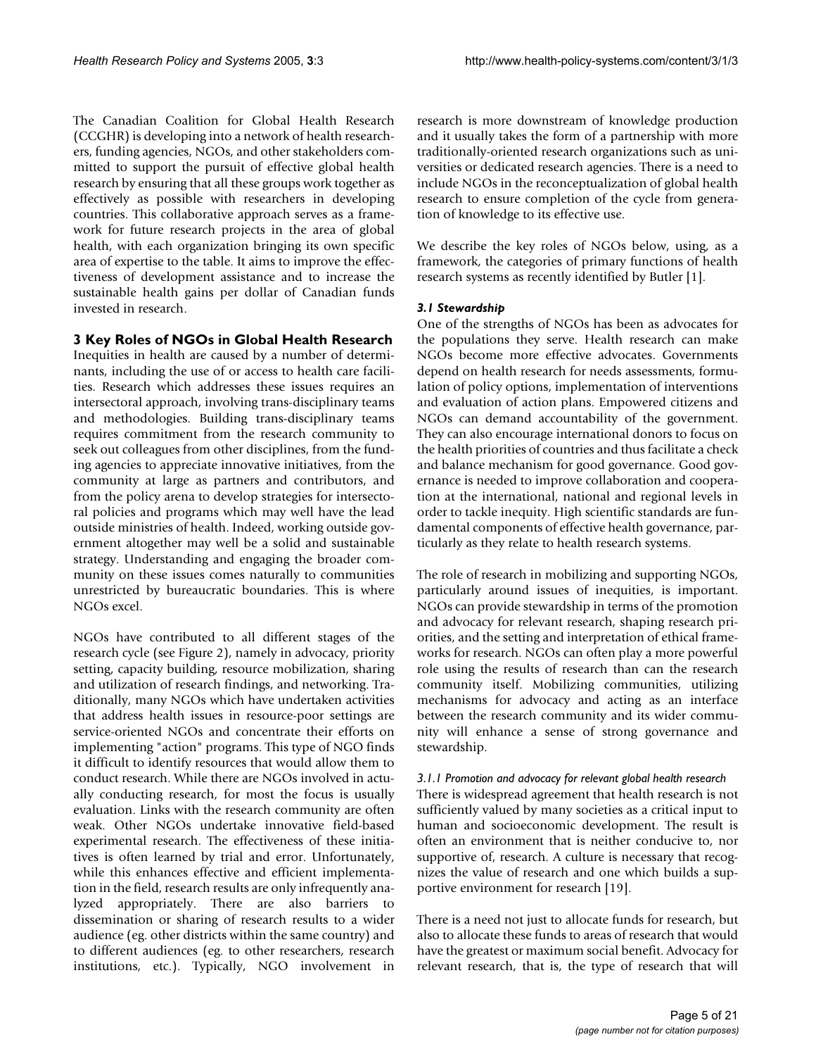The Canadian Coalition for Global Health Research (CCGHR) is developing into a network of health researchers, funding agencies, NGOs, and other stakeholders committed to support the pursuit of effective global health research by ensuring that all these groups work together as effectively as possible with researchers in developing countries. This collaborative approach serves as a framework for future research projects in the area of global health, with each organization bringing its own specific area of expertise to the table. It aims to improve the effectiveness of development assistance and to increase the sustainable health gains per dollar of Canadian funds invested in research.

## 3 Key Roles of NGOs in Global Health Research

Inequities in health are caused by a number of determinants, including the use of or access to health care facilities. Research which addresses these issues requires an intersectoral approach, involving trans-disciplinary teams and methodologies. Building trans-disciplinary teams requires commitment from the research community to seek out colleagues from other disciplines, from the funding agencies to appreciate innovative initiatives, from the community at large as partners and contributors, and from the policy arena to develop strategies for intersectoral policies and programs which may well have the lead outside ministries of health. Indeed, working outside government altogether may well be a solid and sustainable strategy. Understanding and engaging the broader community on these issues comes naturally to communities unrestricted by bureaucratic boundaries. This is where NGOs excel.

NGOs have contributed to all different stages of the research cycle (see Figure 2), namely in advocacy, priority setting, capacity building, resource mobilization, sharing and utilization of research findings, and networking. Traditionally, many NGOs which have undertaken activities that address health issues in resource-poor settings are service-oriented NGOs and concentrate their efforts on implementing "action" programs. This type of NGO finds it difficult to identify resources that would allow them to conduct research. While there are NGOs involved in actually conducting research, for most the focus is usually evaluation. Links with the research community are often weak. Other NGOs undertake innovative field-based experimental research. The effectiveness of these initiatives is often learned by trial and error. Unfortunately, while this enhances effective and efficient implementation in the field, research results are only infrequently analyzed appropriately. There are also barriers to dissemination or sharing of research results to a wider audience (eg. other districts within the same country) and to different audiences (eg. to other researchers, research institutions, etc.). Typically, NGO involvement in research is more downstream of knowledge production and it usually takes the form of a partnership with more traditionally-oriented research organizations such as universities or dedicated research agencies. There is a need to include NGOs in the reconceptualization of global health research to ensure completion of the cycle from generation of knowledge to its effective use.

We describe the key roles of NGOs below, using, as a framework, the categories of primary functions of health research systems as recently identified by Butler [1].

### *3.1 Stewardship*

One of the strengths of NGOs has been as advocates for the populations they serve. Health research can make NGOs become more effective advocates. Governments depend on health research for needs assessments, formulation of policy options, implementation of interventions and evaluation of action plans. Empowered citizens and NGOs can demand accountability of the government. They can also encourage international donors to focus on the health priorities of countries and thus facilitate a check and balance mechanism for good governance. Good governance is needed to improve collaboration and cooperation at the international, national and regional levels in order to tackle inequity. High scientific standards are fundamental components of effective health governance, particularly as they relate to health research systems.

The role of research in mobilizing and supporting NGOs, particularly around issues of inequities, is important. NGOs can provide stewardship in terms of the promotion and advocacy for relevant research, shaping research priorities, and the setting and interpretation of ethical frameworks for research. NGOs can often play a more powerful role using the results of research than can the research community itself. Mobilizing communities, utilizing mechanisms for advocacy and acting as an interface between the research community and its wider community will enhance a sense of strong governance and stewardship.

#### *3.1.1 Promotion and advocacy for relevant global health research*

There is widespread agreement that health research is not sufficiently valued by many societies as a critical input to human and socioeconomic development. The result is often an environment that is neither conducive to, nor supportive of, research. A culture is necessary that recognizes the value of research and one which builds a supportive environment for research [19].

There is a need not just to allocate funds for research, but also to allocate these funds to areas of research that would have the greatest or maximum social benefit. Advocacy for relevant research, that is, the type of research that will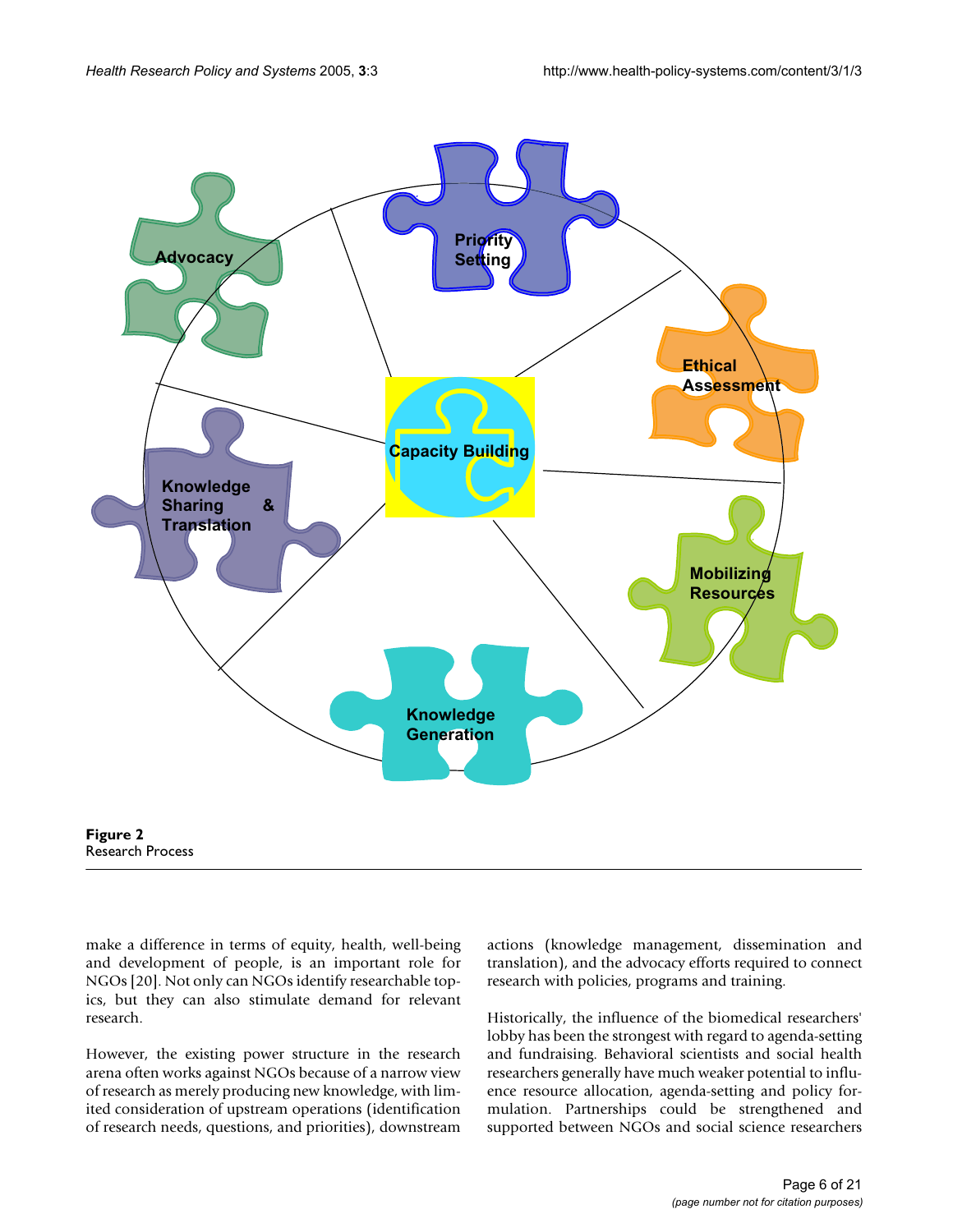**Figure 2**
Research Process

make a difference in terms of equity, health, well-being and development of people, is an important role for NGOs [20]. Not only can NGOs identify researchable topics, but they can also stimulate demand for relevant research.

However, the existing power structure in the research arena often works against NGOs because of a narrow view of research as merely producing new knowledge, with limited consideration of upstream operations (identification of research needs, questions, and priorities), downstream actions (knowledge management, dissemination and translation), and the advocacy efforts required to connect research with policies, programs and training.

Historically, the influence of the biomedical researchers' lobby has been the strongest with regard to agenda-setting and fundraising. Behavioral scientists and social health researchers generally have much weaker potential to influence resource allocation, agenda-setting and policy formulation. Partnerships could be strengthened and supported between NGOs and social science researchers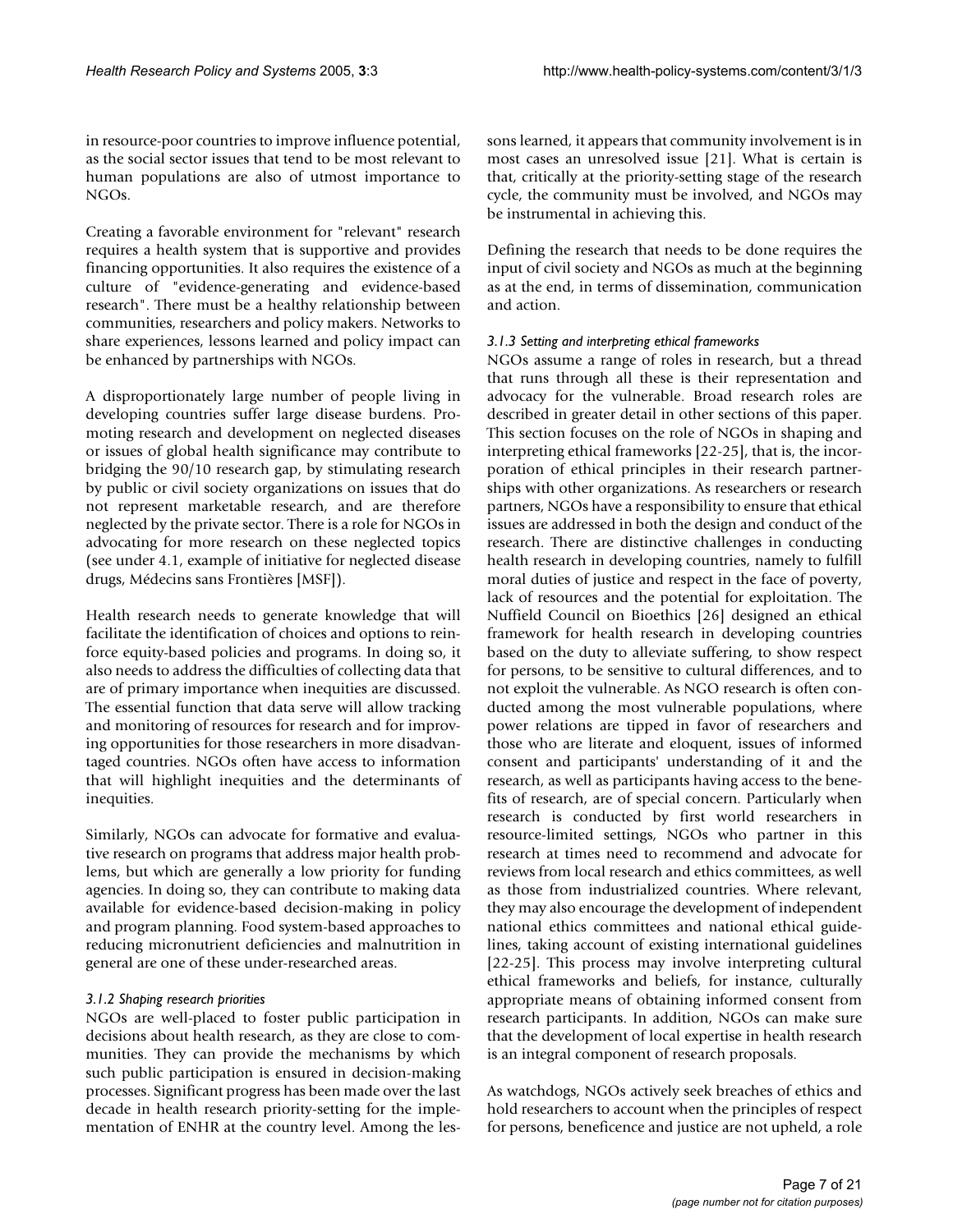in resource-poor countries to improve influence potential, as the social sector issues that tend to be most relevant to human populations are also of utmost importance to NGOs.

Creating a favorable environment for "relevant" research requires a health system that is supportive and provides financing opportunities. It also requires the existence of a culture of "evidence-generating and evidence-based research". There must be a healthy relationship between communities, researchers and policy makers. Networks to share experiences, lessons learned and policy impact can be enhanced by partnerships with NGOs.

A disproportionately large number of people living in developing countries suffer large disease burdens. Promoting research and development on neglected diseases or issues of global health significance may contribute to bridging the 90/10 research gap, by stimulating research by public or civil society organizations on issues that do not represent marketable research, and are therefore neglected by the private sector. There is a role for NGOs in advocating for more research on these neglected topics (see under 4.1, example of initiative for neglected disease drugs, Médecins sans Frontières [MSF]).

Health research needs to generate knowledge that will facilitate the identification of choices and options to reinforce equity-based policies and programs. In doing so, it also needs to address the difficulties of collecting data that are of primary importance when inequities are discussed. The essential function that data serve will allow tracking and monitoring of resources for research and for improving opportunities for those researchers in more disadvantaged countries. NGOs often have access to information that will highlight inequities and the determinants of inequities.

Similarly, NGOs can advocate for formative and evaluative research on programs that address major health problems, but which are generally a low priority for funding agencies. In doing so, they can contribute to making data available for evidence-based decision-making in policy and program planning. Food system-based approaches to reducing micronutrient deficiencies and malnutrition in general are one of these under-researched areas.

#### *3.1.2 Shaping research priorities*

NGOs are well-placed to foster public participation in decisions about health research, as they are close to communities. They can provide the mechanisms by which such public participation is ensured in decision-making processes. Significant progress has been made over the last decade in health research priority-setting for the implementation of ENHR at the country level. Among the lessons learned, it appears that community involvement is in most cases an unresolved issue [21]. What is certain is that, critically at the priority-setting stage of the research cycle, the community must be involved, and NGOs may be instrumental in achieving this.

Defining the research that needs to be done requires the input of civil society and NGOs as much at the beginning as at the end, in terms of dissemination, communication and action.

#### *3.1.3 Setting and interpreting ethical frameworks*

NGOs assume a range of roles in research, but a thread that runs through all these is their representation and advocacy for the vulnerable. Broad research roles are described in greater detail in other sections of this paper. This section focuses on the role of NGOs in shaping and interpreting ethical frameworks [22-25], that is, the incorporation of ethical principles in their research partnerships with other organizations. As researchers or research partners, NGOs have a responsibility to ensure that ethical issues are addressed in both the design and conduct of the research. There are distinctive challenges in conducting health research in developing countries, namely to fulfill moral duties of justice and respect in the face of poverty, lack of resources and the potential for exploitation. The Nuffield Council on Bioethics [26] designed an ethical framework for health research in developing countries based on the duty to alleviate suffering, to show respect for persons, to be sensitive to cultural differences, and to not exploit the vulnerable. As NGO research is often conducted among the most vulnerable populations, where power relations are tipped in favor of researchers and those who are literate and eloquent, issues of informed consent and participants' understanding of it and the research, as well as participants having access to the benefits of research, are of special concern. Particularly when research is conducted by first world researchers in resource-limited settings, NGOs who partner in this research at times need to recommend and advocate for reviews from local research and ethics committees, as well as those from industrialized countries. Where relevant, they may also encourage the development of independent national ethics committees and national ethical guidelines, taking account of existing international guidelines [22-25]. This process may involve interpreting cultural ethical frameworks and beliefs, for instance, culturally appropriate means of obtaining informed consent from research participants. In addition, NGOs can make sure that the development of local expertise in health research is an integral component of research proposals.

As watchdogs, NGOs actively seek breaches of ethics and hold researchers to account when the principles of respect for persons, beneficence and justice are not upheld, a role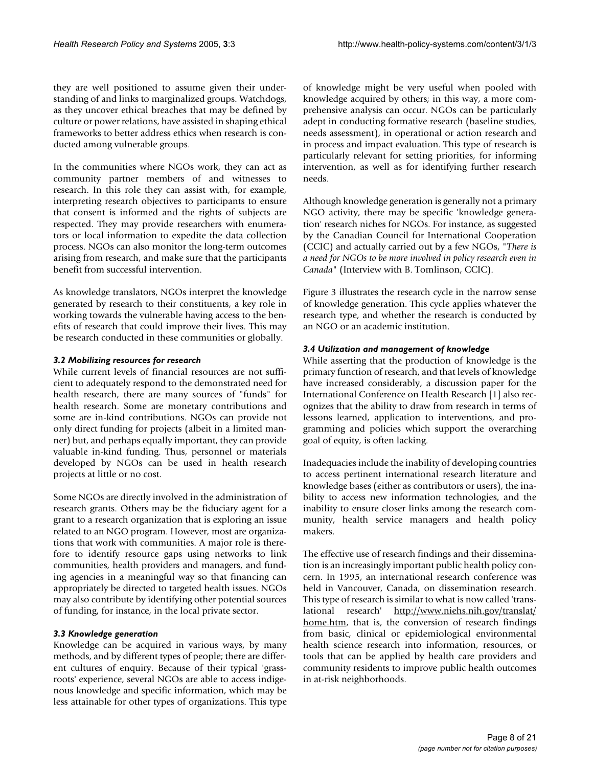they are well positioned to assume given their understanding of and links to marginalized groups. Watchdogs, as they uncover ethical breaches that may be defined by culture or power relations, have assisted in shaping ethical frameworks to better address ethics when research is conducted among vulnerable groups.

In the communities where NGOs work, they can act as community partner members of and witnesses to research. In this role they can assist with, for example, interpreting research objectives to participants to ensure that consent is informed and the rights of subjects are respected. They may provide researchers with enumerators or local information to expedite the data collection process. NGOs can also monitor the long-term outcomes arising from research, and make sure that the participants benefit from successful intervention.

As knowledge translators, NGOs interpret the knowledge generated by research to their constituents, a key role in working towards the vulnerable having access to the benefits of research that could improve their lives. This may be research conducted in these communities or globally.

### *3.2 Mobilizing resources for research*

While current levels of financial resources are not sufficient to adequately respond to the demonstrated need for health research, there are many sources of "funds" for health research. Some are monetary contributions and some are in-kind contributions. NGOs can provide not only direct funding for projects (albeit in a limited manner) but, and perhaps equally important, they can provide valuable in-kind funding. Thus, personnel or materials developed by NGOs can be used in health research projects at little or no cost.

Some NGOs are directly involved in the administration of research grants. Others may be the fiduciary agent for a grant to a research organization that is exploring an issue related to an NGO program. However, most are organizations that work with communities. A major role is therefore to identify resource gaps using networks to link communities, health providers and managers, and funding agencies in a meaningful way so that financing can appropriately be directed to targeted health issues. NGOs may also contribute by identifying other potential sources of funding, for instance, in the local private sector.

### *3.3 Knowledge generation*

Knowledge can be acquired in various ways, by many methods, and by different types of people; there are different cultures of enquiry. Because of their typical 'grassroots' experience, several NGOs are able to access indigenous knowledge and specific information, which may be less attainable for other types of organizations. This type of knowledge might be very useful when pooled with knowledge acquired by others; in this way, a more comprehensive analysis can occur. NGOs can be particularly adept in conducting formative research (baseline studies, needs assessment), in operational or action research and in process and impact evaluation. This type of research is particularly relevant for setting priorities, for informing intervention, as well as for identifying further research needs.

Although knowledge generation is generally not a primary NGO activity, there may be specific 'knowledge generation' research niches for NGOs. For instance, as suggested by the Canadian Council for International Cooperation (CCIC) and actually carried out by a few NGOs, "*There is a need for NGOs to be more involved in policy research even in Canada*" (Interview with B. Tomlinson, CCIC).

Figure 3 illustrates the research cycle in the narrow sense of knowledge generation. This cycle applies whatever the research type, and whether the research is conducted by an NGO or an academic institution.

### *3.4 Utilization and management of knowledge*

While asserting that the production of knowledge is the primary function of research, and that levels of knowledge have increased considerably, a discussion paper for the International Conference on Health Research [1] also recognizes that the ability to draw from research in terms of lessons learned, application to interventions, and programming and policies which support the overarching goal of equity, is often lacking.

Inadequacies include the inability of developing countries to access pertinent international research literature and knowledge bases (either as contributors or users), the inability to access new information technologies, and the inability to ensure closer links among the research community, health service managers and health policy makers.

The effective use of research findings and their dissemination is an increasingly important public health policy concern. In 1995, an international research conference was held in Vancouver, Canada, on dissemination research. This type of research is similar to what is now called 'translational research' http://www.niehs.nih.gov/translat/home.htm, that is, the conversion of research findings from basic, clinical or epidemiological environmental health science research into information, resources, or tools that can be applied by health care providers and community residents to improve public health outcomes in at-risk neighborhoods.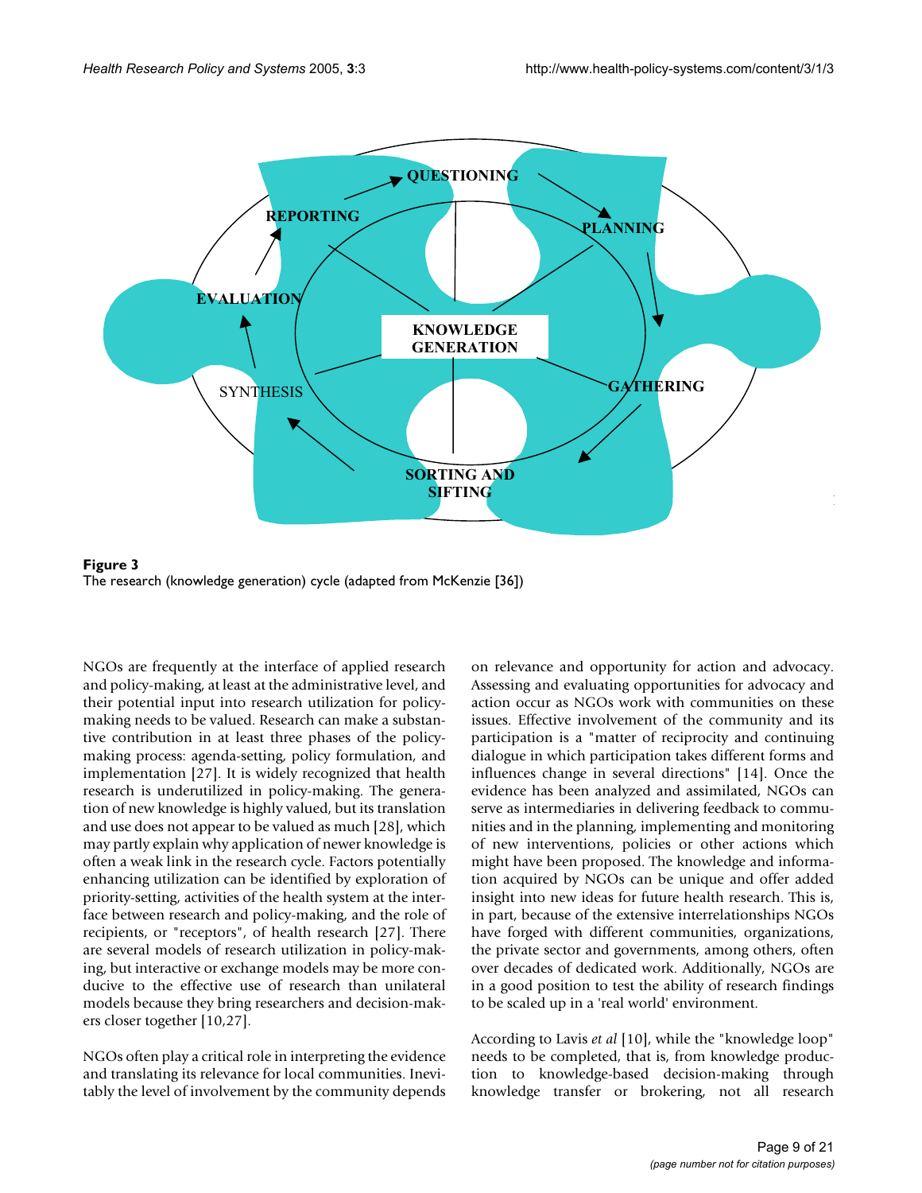**Figure 3**
The research (knowledge generation) cycle (adapted from McKenzie [36])

NGOs are frequently at the interface of applied research and policy-making, at least at the administrative level, and their potential input into research utilization for policy-making needs to be valued. Research can make a substantive contribution in at least three phases of the policy-making process: agenda-setting, policy formulation, and implementation [27]. It is widely recognized that health research is underutilized in policy-making. The generation of new knowledge is highly valued, but its translation and use does not appear to be valued as much [28], which may partly explain why application of newer knowledge is often a weak link in the research cycle. Factors potentially enhancing utilization can be identified by exploration of priority-setting, activities of the health system at the interface between research and policy-making, and the role of recipients, or "receptors", of health research [27]. There are several models of research utilization in policy-making, but interactive or exchange models may be more conducive to the effective use of research than unilateral models because they bring researchers and decision-makers closer together [10,27].

NGOs often play a critical role in interpreting the evidence and translating its relevance for local communities. Inevitably the level of involvement by the community depends on relevance and opportunity for action and advocacy. Assessing and evaluating opportunities for advocacy and action occur as NGOs work with communities on these issues. Effective involvement of the community and its participation is a "matter of reciprocity and continuing dialogue in which participation takes different forms and influences change in several directions" [14]. Once the evidence has been analyzed and assimilated, NGOs can serve as intermediaries in delivering feedback to communities and in the planning, implementing and monitoring of new interventions, policies or other actions which might have been proposed. The knowledge and information acquired by NGOs can be unique and offer added insight into new ideas for future health research. This is, in part, because of the extensive interrelationships NGOs have forged with different communities, organizations, the private sector and governments, among others, often over decades of dedicated work. Additionally, NGOs are in a good position to test the ability of research findings to be scaled up in a 'real world' environment.

According to Lavis *et al* [10], while the "knowledge loop" needs to be completed, that is, from knowledge production to knowledge-based decision-making through knowledge transfer or brokering, not all research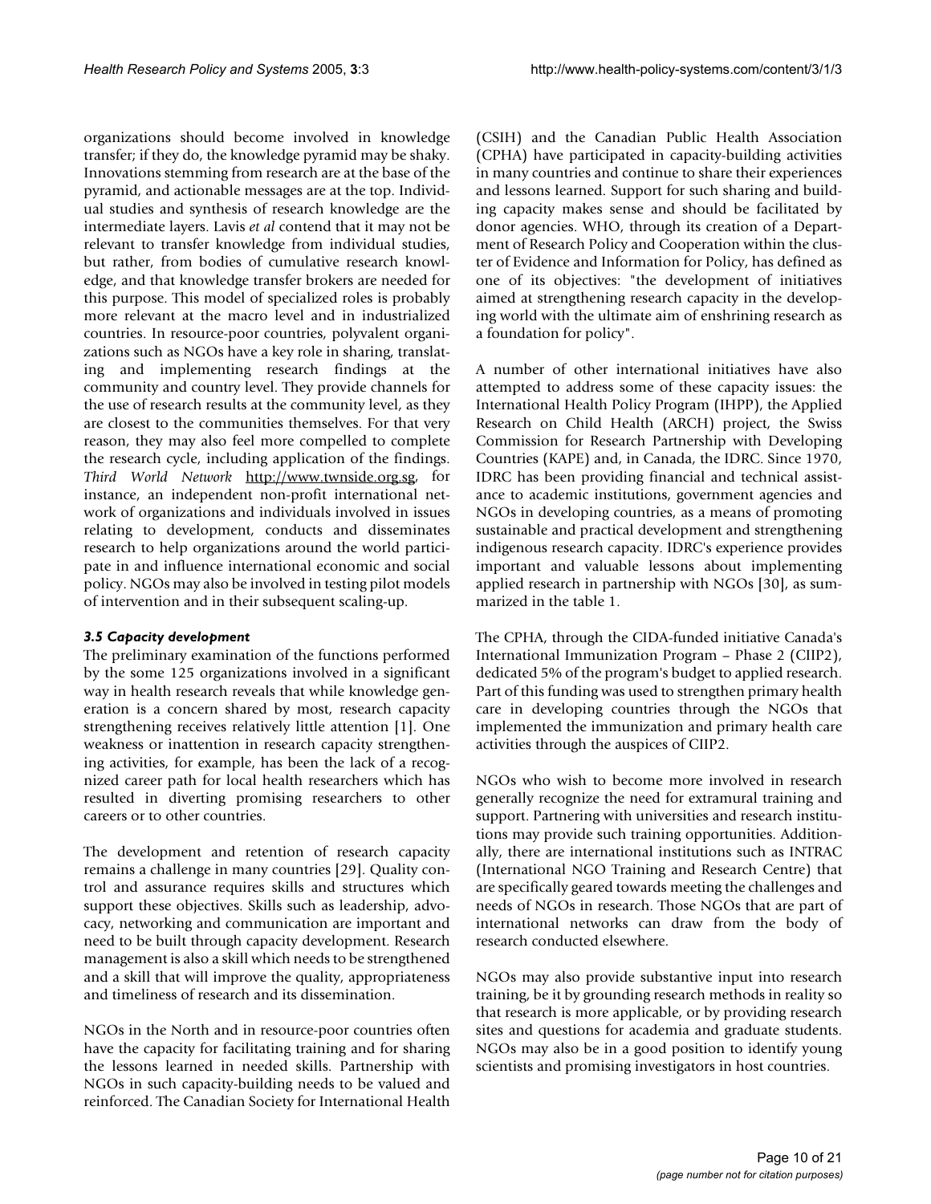organizations should become involved in knowledge transfer; if they do, the knowledge pyramid may be shaky. Innovations stemming from research are at the base of the pyramid, and actionable messages are at the top. Individual studies and synthesis of research knowledge are the intermediate layers. Lavis *et al* contend that it may not be relevant to transfer knowledge from individual studies, but rather, from bodies of cumulative research knowledge, and that knowledge transfer brokers are needed for this purpose. This model of specialized roles is probably more relevant at the macro level and in industrialized countries. In resource-poor countries, polyvalent organizations such as NGOs have a key role in sharing, translating and implementing research findings at the community and country level. They provide channels for the use of research results at the community level, as they are closest to the communities themselves. For that very reason, they may also feel more compelled to complete the research cycle, including application of the findings. *Third World Network* http://www.twnside.org.sg, for instance, an independent non-profit international network of organizations and individuals involved in issues relating to development, conducts and disseminates research to help organizations around the world participate in and influence international economic and social policy. NGOs may also be involved in testing pilot models of intervention and in their subsequent scaling-up.

### *3.5 Capacity development*

The preliminary examination of the functions performed by the some 125 organizations involved in a significant way in health research reveals that while knowledge generation is a concern shared by most, research capacity strengthening receives relatively little attention [1]. One weakness or inattention in research capacity strengthening activities, for example, has been the lack of a recognized career path for local health researchers which has resulted in diverting promising researchers to other careers or to other countries.

The development and retention of research capacity remains a challenge in many countries [29]. Quality control and assurance requires skills and structures which support these objectives. Skills such as leadership, advocacy, networking and communication are important and need to be built through capacity development. Research management is also a skill which needs to be strengthened and a skill that will improve the quality, appropriateness and timeliness of research and its dissemination.

NGOs in the North and in resource-poor countries often have the capacity for facilitating training and for sharing the lessons learned in needed skills. Partnership with NGOs in such capacity-building needs to be valued and reinforced. The Canadian Society for International Health (CSIH) and the Canadian Public Health Association (CPHA) have participated in capacity-building activities in many countries and continue to share their experiences and lessons learned. Support for such sharing and building capacity makes sense and should be facilitated by donor agencies. WHO, through its creation of a Department of Research Policy and Cooperation within the cluster of Evidence and Information for Policy, has defined as one of its objectives: "the development of initiatives aimed at strengthening research capacity in the developing world with the ultimate aim of enshrining research as a foundation for policy".

A number of other international initiatives have also attempted to address some of these capacity issues: the International Health Policy Program (IHPP), the Applied Research on Child Health (ARCH) project, the Swiss Commission for Research Partnership with Developing Countries (KAPE) and, in Canada, the IDRC. Since 1970, IDRC has been providing financial and technical assistance to academic institutions, government agencies and NGOs in developing countries, as a means of promoting sustainable and practical development and strengthening indigenous research capacity. IDRC's experience provides important and valuable lessons about implementing applied research in partnership with NGOs [30], as summarized in the table 1.

The CPHA, through the CIDA-funded initiative Canada's International Immunization Program – Phase 2 (CIIP2), dedicated 5% of the program's budget to applied research. Part of this funding was used to strengthen primary health care in developing countries through the NGOs that implemented the immunization and primary health care activities through the auspices of CIIP2.

NGOs who wish to become more involved in research generally recognize the need for extramural training and support. Partnering with universities and research institutions may provide such training opportunities. Additionally, there are international institutions such as INTRAC (International NGO Training and Research Centre) that are specifically geared towards meeting the challenges and needs of NGOs in research. Those NGOs that are part of international networks can draw from the body of research conducted elsewhere.

NGOs may also provide substantive input into research training, be it by grounding research methods in reality so that research is more applicable, or by providing research sites and questions for academia and graduate students. NGOs may also be in a good position to identify young scientists and promising investigators in host countries.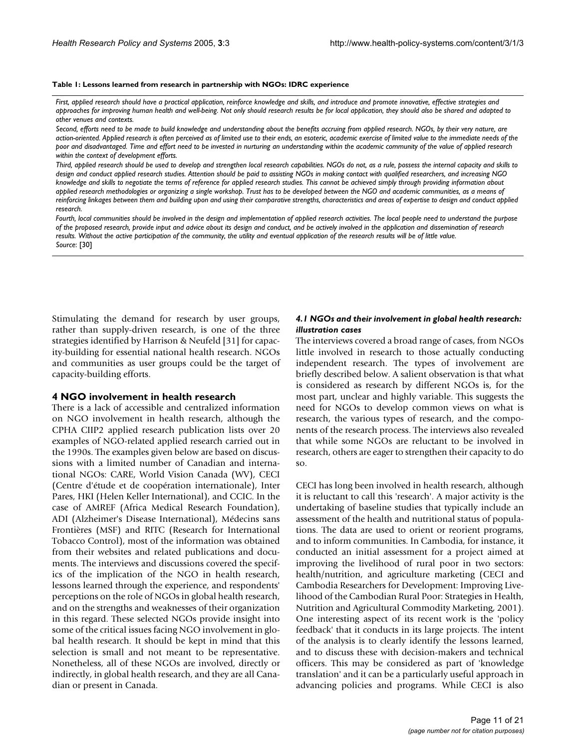**Table 1: Lessons learned from research in partnership with NGOs: IDRC experience**

*First, applied research should have a practical application, reinforce knowledge and skills, and introduce and promote innovative, effective strategies and approaches for improving human health and well-being. Not only should research results be for local application, they should also be shared and adapted to other venues and contexts.*

*Second, efforts need to be made to build knowledge and understanding about the benefits accruing from applied research. NGOs, by their very nature, are action-oriented. Applied research is often perceived as of limited use to their ends, an esoteric, academic exercise of limited value to the immediate needs of the poor and disadvantaged. Time and effort need to be invested in nurturing an understanding within the academic community of the value of applied research within the context of development efforts.*

*Third, applied research should be used to develop and strengthen local research capabilities. NGOs do not, as a rule, possess the internal capacity and skills to design and conduct applied research studies. Attention should be paid to assisting NGOs in making contact with qualified researchers, and increasing NGO knowledge and skills to negotiate the terms of reference for applied research studies. This cannot be achieved simply through providing information about applied research methodologies or organizing a single workshop. Trust has to be developed between the NGO and academic communities, as a means of reinforcing linkages between them and building upon and using their comparative strengths, characteristics and areas of expertise to design and conduct applied research.*

*Fourth, local communities should be involved in the design and implementation of applied research activities. The local people need to understand the purpose of the proposed research, provide input and advice about its design and conduct, and be actively involved in the application and dissemination of research results. Without the active participation of the community, the utility and eventual application of the research results will be of little value.*

*Source*: [30]

Stimulating the demand for research by user groups, rather than supply-driven research, is one of the three strategies identified by Harrison & Neufeld [31] for capacity-building for essential national health research. NGOs and communities as user groups could be the target of capacity-building efforts.

## 4 NGO involvement in health research

There is a lack of accessible and centralized information on NGO involvement in health research, although the CPHA CIIP2 applied research publication lists over 20 examples of NGO-related applied research carried out in the 1990s. The examples given below are based on discussions with a limited number of Canadian and international NGOs: CARE, World Vision Canada (WV), CECI (Centre d'étude et de coopération internationale), Inter Pares, HKI (Helen Keller International), and CCIC. In the case of AMREF (Africa Medical Research Foundation), ADI (Alzheimer's Disease International), Médecins sans Frontières (MSF) and RITC (Research for International Tobacco Control), most of the information was obtained from their websites and related publications and documents. The interviews and discussions covered the specifics of the implication of the NGO in health research, lessons learned through the experience, and respondents' perceptions on the role of NGOs in global health research, and on the strengths and weaknesses of their organization in this regard. These selected NGOs provide insight into some of the critical issues facing NGO involvement in global health research. It should be kept in mind that this selection is small and not meant to be representative. Nonetheless, all of these NGOs are involved, directly or indirectly, in global health research, and they are all Canadian or present in Canada.

### *4.1 NGOs and their involvement in global health research: illustration cases*

The interviews covered a broad range of cases, from NGOs little involved in research to those actually conducting independent research. The types of involvement are briefly described below. A salient observation is that what is considered as research by different NGOs is, for the most part, unclear and highly variable. This suggests the need for NGOs to develop common views on what is research, the various types of research, and the components of the research process. The interviews also revealed that while some NGOs are reluctant to be involved in research, others are eager to strengthen their capacity to do so.

CECI has long been involved in health research, although it is reluctant to call this 'research'. A major activity is the undertaking of baseline studies that typically include an assessment of the health and nutritional status of populations. The data are used to orient or reorient programs, and to inform communities. In Cambodia, for instance, it conducted an initial assessment for a project aimed at improving the livelihood of rural poor in two sectors: health/nutrition, and agriculture marketing (CECI and Cambodia Researchers for Development: Improving Livelihood of the Cambodian Rural Poor: Strategies in Health, Nutrition and Agricultural Commodity Marketing, 2001). One interesting aspect of its recent work is the 'policy feedback' that it conducts in its large projects. The intent of the analysis is to clearly identify the lessons learned, and to discuss these with decision-makers and technical officers. This may be considered as part of 'knowledge translation' and it can be a particularly useful approach in advancing policies and programs. While CECI is also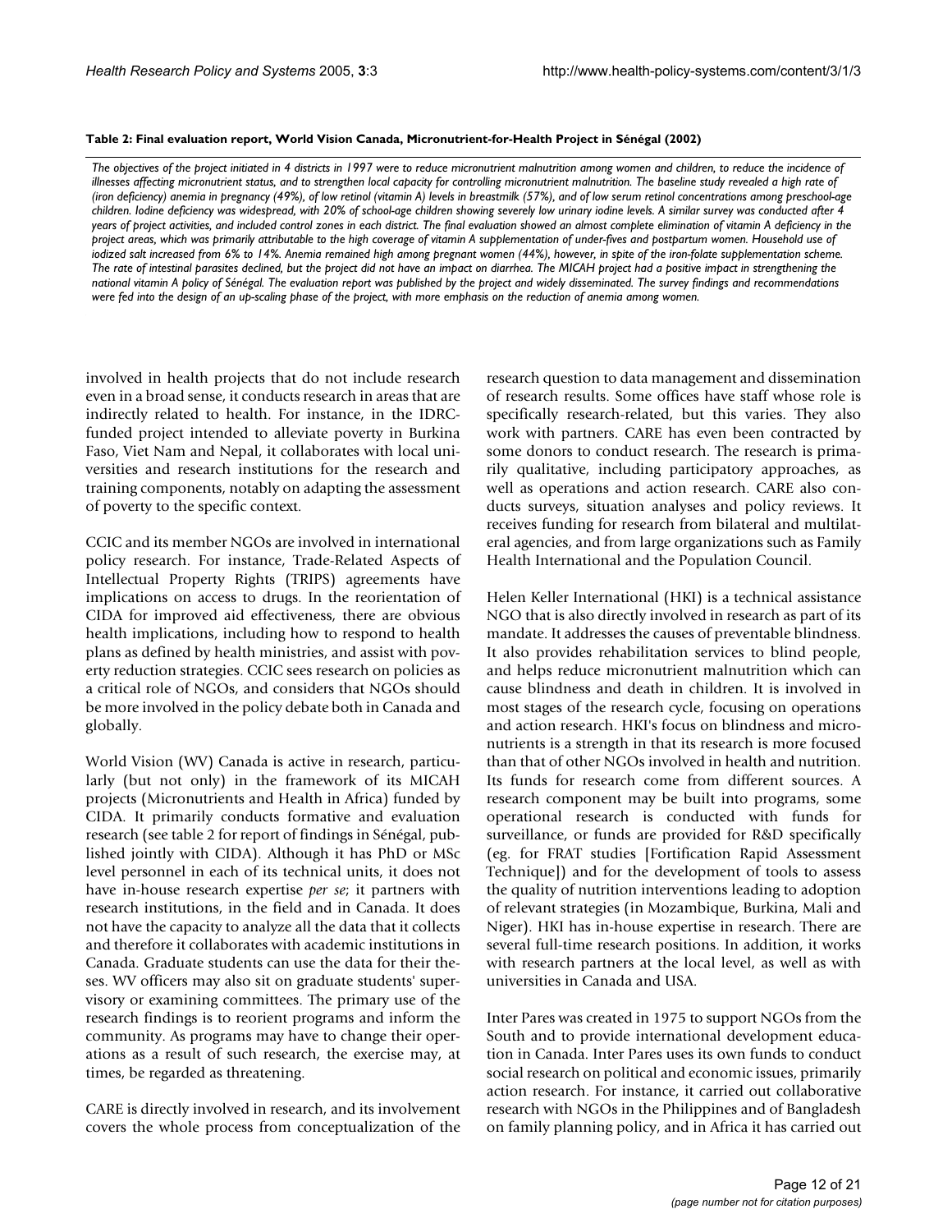**Table 2: Final evaluation report, World Vision Canada, Micronutrient-for-Health Project in Sénégal (2002)**

*The objectives of the project initiated in 4 districts in 1997 were to reduce micronutrient malnutrition among women and children, to reduce the incidence of illnesses affecting micronutrient status, and to strengthen local capacity for controlling micronutrient malnutrition. The baseline study revealed a high rate of (iron deficiency) anemia in pregnancy (49%), of low retinol (vitamin A) levels in breastmilk (57%), and of low serum retinol concentrations among preschool-age children. Iodine deficiency was widespread, with 20% of school-age children showing severely low urinary iodine levels. A similar survey was conducted after 4 years of project activities, and included control zones in each district. The final evaluation showed an almost complete elimination of vitamin A deficiency in the project areas, which was primarily attributable to the high coverage of vitamin A supplementation of under-fives and postpartum women. Household use of iodized salt increased from 6% to 14%. Anemia remained high among pregnant women (44%), however, in spite of the iron-folate supplementation scheme. The rate of intestinal parasites declined, but the project did not have an impact on diarrhea. The MICAH project had a positive impact in strengthening the national vitamin A policy of Sénégal. The evaluation report was published by the project and widely disseminated. The survey findings and recommendations were fed into the design of an up-scaling phase of the project, with more emphasis on the reduction of anemia among women.*

involved in health projects that do not include research even in a broad sense, it conducts research in areas that are indirectly related to health. For instance, in the IDRC-funded project intended to alleviate poverty in Burkina Faso, Viet Nam and Nepal, it collaborates with local universities and research institutions for the research and training components, notably on adapting the assessment of poverty to the specific context.

CCIC and its member NGOs are involved in international policy research. For instance, Trade-Related Aspects of Intellectual Property Rights (TRIPS) agreements have implications on access to drugs. In the reorientation of CIDA for improved aid effectiveness, there are obvious health implications, including how to respond to health plans as defined by health ministries, and assist with poverty reduction strategies. CCIC sees research on policies as a critical role of NGOs, and considers that NGOs should be more involved in the policy debate both in Canada and globally.

World Vision (WV) Canada is active in research, particularly (but not only) in the framework of its MICAH projects (Micronutrients and Health in Africa) funded by CIDA. It primarily conducts formative and evaluation research (see table 2 for report of findings in Sénégal, published jointly with CIDA). Although it has PhD or MSc level personnel in each of its technical units, it does not have in-house research expertise *per se*; it partners with research institutions, in the field and in Canada. It does not have the capacity to analyze all the data that it collects and therefore it collaborates with academic institutions in Canada. Graduate students can use the data for their theses. WV officers may also sit on graduate students' supervisory or examining committees. The primary use of the research findings is to reorient programs and inform the community. As programs may have to change their operations as a result of such research, the exercise may, at times, be regarded as threatening.

CARE is directly involved in research, and its involvement covers the whole process from conceptualization of the research question to data management and dissemination of research results. Some offices have staff whose role is specifically research-related, but this varies. They also work with partners. CARE has even been contracted by some donors to conduct research. The research is primarily qualitative, including participatory approaches, as well as operations and action research. CARE also conducts surveys, situation analyses and policy reviews. It receives funding for research from bilateral and multilateral agencies, and from large organizations such as Family Health International and the Population Council.

Helen Keller International (HKI) is a technical assistance NGO that is also directly involved in research as part of its mandate. It addresses the causes of preventable blindness. It also provides rehabilitation services to blind people, and helps reduce micronutrient malnutrition which can cause blindness and death in children. It is involved in most stages of the research cycle, focusing on operations and action research. HKI's focus on blindness and micronutrients is a strength in that its research is more focused than that of other NGOs involved in health and nutrition. Its funds for research come from different sources. A research component may be built into programs, some operational research is conducted with funds for surveillance, or funds are provided for R&D specifically (eg. for FRAT studies [Fortification Rapid Assessment Technique]) and for the development of tools to assess the quality of nutrition interventions leading to adoption of relevant strategies (in Mozambique, Burkina, Mali and Niger). HKI has in-house expertise in research. There are several full-time research positions. In addition, it works with research partners at the local level, as well as with universities in Canada and USA.

Inter Pares was created in 1975 to support NGOs from the South and to provide international development education in Canada. Inter Pares uses its own funds to conduct social research on political and economic issues, primarily action research. For instance, it carried out collaborative research with NGOs in the Philippines and of Bangladesh on family planning policy, and in Africa it has carried out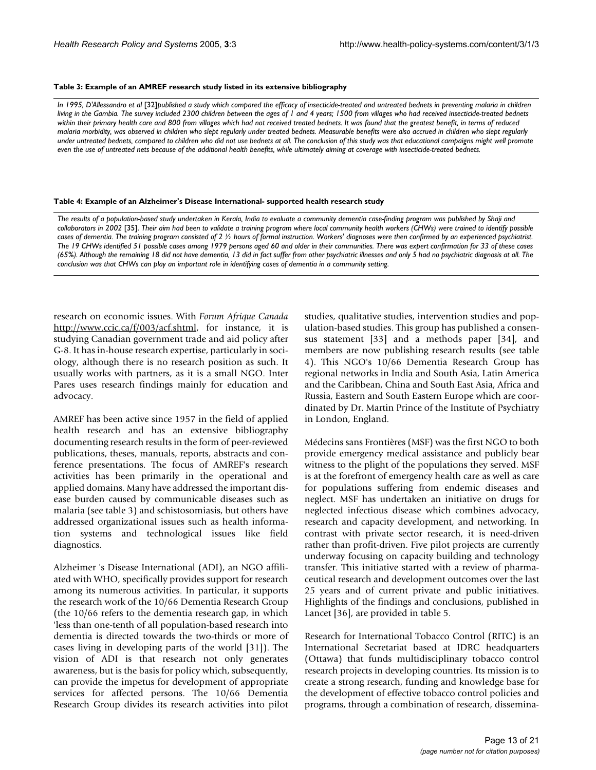**Table 3: Example of an AMREF research study listed in its extensive bibliography**

*In 1995, D'Allessandro et al* [32]*published a study which compared the efficacy of insecticide-treated and untreated bednets in preventing malaria in children living in the Gambia. The survey included 2300 children between the ages of 1 and 4 years; 1500 from villages who had received insecticide-treated bednets within their primary health care and 800 from villages which had not received treated bednets. It was found that the greatest benefit, in terms of reduced malaria morbidity, was observed in children who slept regularly under treated bednets. Measurable benefits were also accrued in children who slept regularly under untreated bednets, compared to children who did not use bednets at all. The conclusion of this study was that educational campaigns might well promote even the use of untreated nets because of the additional health benefits, while ultimately aiming at coverage with insecticide-treated bednets.*

**Table 4: Example of an Alzheimer's Disease International- supported health research study**

*The results of a population-based study undertaken in Kerala, India to evaluate a community dementia case-finding program was published by Shaji and collaborators in 2002* [35]. *Their aim had been to validate a training program where local community health workers (CHWs) were trained to identify possible cases of dementia. The training program consisted of 2 ½ hours of formal instruction. Workers' diagnoses were then confirmed by an experienced psychiatrist. The 19 CHWs identified 51 possible cases among 1979 persons aged 60 and older in their communities. There was expert confirmation for 33 of these cases (65%). Although the remaining 18 did not have dementia, 13 did in fact suffer from other psychiatric illnesses and only 5 had no psychiatric diagnosis at all. The conclusion was that CHWs can play an important role in identifying cases of dementia in a community setting.*

research on economic issues. With *Forum Afrique Canada* http://www.ccic.ca/f/003/acf.shtml, for instance, it is studying Canadian government trade and aid policy after G-8. It has in-house research expertise, particularly in sociology, although there is no research position as such. It usually works with partners, as it is a small NGO. Inter Pares uses research findings mainly for education and advocacy.

AMREF has been active since 1957 in the field of applied health research and has an extensive bibliography documenting research results in the form of peer-reviewed publications, theses, manuals, reports, abstracts and conference presentations. The focus of AMREF's research activities has been primarily in the operational and applied domains. Many have addressed the important disease burden caused by communicable diseases such as malaria (see table 3) and schistosomiasis, but others have addressed organizational issues such as health information systems and technological issues like field diagnostics.

Alzheimer 's Disease International (ADI), an NGO affiliated with WHO, specifically provides support for research among its numerous activities. In particular, it supports the research work of the 10/66 Dementia Research Group (the 10/66 refers to the dementia research gap, in which 'less than one-tenth of all population-based research into dementia is directed towards the two-thirds or more of cases living in developing parts of the world [31]). The vision of ADI is that research not only generates awareness, but is the basis for policy which, subsequently, can provide the impetus for development of appropriate services for affected persons. The 10/66 Dementia Research Group divides its research activities into pilot studies, qualitative studies, intervention studies and population-based studies. This group has published a consensus statement [33] and a methods paper [34], and members are now publishing research results (see table 4). This NGO's 10/66 Dementia Research Group has regional networks in India and South Asia, Latin America and the Caribbean, China and South East Asia, Africa and Russia, Eastern and South Eastern Europe which are coordinated by Dr. Martin Prince of the Institute of Psychiatry in London, England.

Médecins sans Frontières (MSF) was the first NGO to both provide emergency medical assistance and publicly bear witness to the plight of the populations they served. MSF is at the forefront of emergency health care as well as care for populations suffering from endemic diseases and neglect. MSF has undertaken an initiative on drugs for neglected infectious disease which combines advocacy, research and capacity development, and networking. In contrast with private sector research, it is need-driven rather than profit-driven. Five pilot projects are currently underway focusing on capacity building and technology transfer. This initiative started with a review of pharmaceutical research and development outcomes over the last 25 years and of current private and public initiatives. Highlights of the findings and conclusions, published in Lancet [36], are provided in table 5.

Research for International Tobacco Control (RITC) is an International Secretariat based at IDRC headquarters (Ottawa) that funds multidisciplinary tobacco control research projects in developing countries. Its mission is to create a strong research, funding and knowledge base for the development of effective tobacco control policies and programs, through a combination of research, dissemina-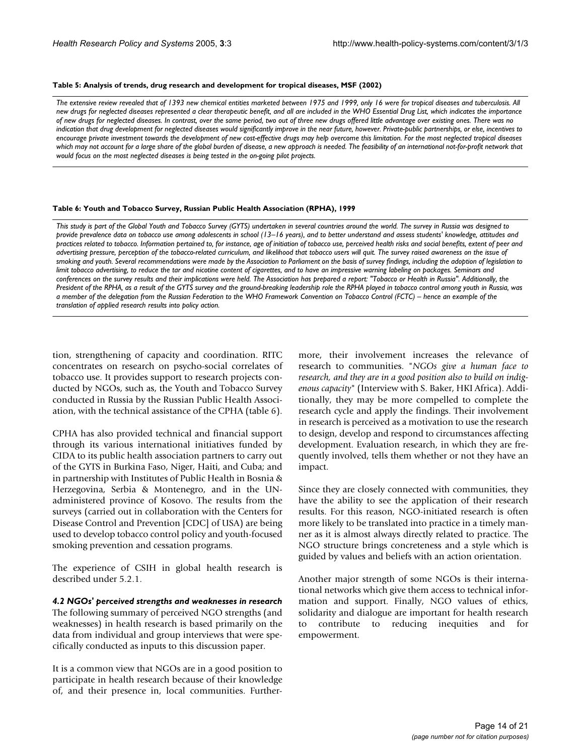**Table 5: Analysis of trends, drug research and development for tropical diseases, MSF (2002)**

*The extensive review revealed that of 1393 new chemical entities marketed between 1975 and 1999, only 16 were for tropical diseases and tuberculosis. All new drugs for neglected diseases represented a clear therapeutic benefit, and all are included in the WHO Essential Drug List, which indicates the importance of new drugs for neglected diseases. In contrast, over the same period, two out of three new drugs offered little advantage over existing ones. There was no indication that drug development for neglected diseases would significantly improve in the near future, however. Private-public partnerships, or else, incentives to encourage private investment towards the development of new cost-effective drugs may help overcome this limitation. For the most neglected tropical diseases which may not account for a large share of the global burden of disease, a new approach is needed. The feasibility of an international not-for-profit network that would focus on the most neglected diseases is being tested in the on-going pilot projects.*

**Table 6: Youth and Tobacco Survey, Russian Public Health Association (RPHA), 1999**

*This study is part of the Global Youth and Tobacco Survey (GYTS) undertaken in several countries around the world. The survey in Russia was designed to provide prevalence data on tobacco use among adolescents in school (13–16 years), and to better understand and assess students' knowledge, attitudes and practices related to tobacco. Information pertained to, for instance, age of initiation of tobacco use, perceived health risks and social benefits, extent of peer and advertising pressure, perception of the tobacco-related curriculum, and likelihood that tobacco users will quit. The survey raised awareness on the issue of smoking and youth. Several recommendations were made by the Association to Parliament on the basis of survey findings, including the adoption of legislation to limit tobacco advertising, to reduce the tar and nicotine content of cigarettes, and to have an impressive warning labeling on packages. Seminars and conferences on the survey results and their implications were held. The Association has prepared a report: "Tobacco or Health in Russia". Additionally, the President of the RPHA, as a result of the GYTS survey and the ground-breaking leadership role the RPHA played in tobacco control among youth in Russia, was a member of the delegation from the Russian Federation to the WHO Framework Convention on Tobacco Control (FCTC) – hence an example of the translation of applied research results into policy action.*

tion, strengthening of capacity and coordination. RITC concentrates on research on psycho-social correlates of tobacco use. It provides support to research projects conducted by NGOs, such as, the Youth and Tobacco Survey conducted in Russia by the Russian Public Health Association, with the technical assistance of the CPHA (table 6).

CPHA has also provided technical and financial support through its various international initiatives funded by CIDA to its public health association partners to carry out of the GYTS in Burkina Faso, Niger, Haiti, and Cuba; and in partnership with Institutes of Public Health in Bosnia & Herzegovina, Serbia & Montenegro, and in the UN-administered province of Kosovo. The results from the surveys (carried out in collaboration with the Centers for Disease Control and Prevention [CDC] of USA) are being used to develop tobacco control policy and youth-focused smoking prevention and cessation programs.

The experience of CSIH in global health research is described under 5.2.1.

#### *4.2 NGOs' perceived strengths and weaknesses in research*

The following summary of perceived NGO strengths (and weaknesses) in health research is based primarily on the data from individual and group interviews that were specifically conducted as inputs to this discussion paper.

It is a common view that NGOs are in a good position to participate in health research because of their knowledge of, and their presence in, local communities. Furthermore, their involvement increases the relevance of research to communities. "*NGOs give a human face to research, and they are in a good position also to build on indigenous capacity*" (Interview with S. Baker, HKI Africa). Additionally, they may be more compelled to complete the research cycle and apply the findings. Their involvement in research is perceived as a motivation to use the research to design, develop and respond to circumstances affecting development. Evaluation research, in which they are frequently involved, tells them whether or not they have an impact.

Since they are closely connected with communities, they have the ability to see the application of their research results. For this reason, NGO-initiated research is often more likely to be translated into practice in a timely manner as it is almost always directly related to practice. The NGO structure brings concreteness and a style which is guided by values and beliefs with an action orientation.

Another major strength of some NGOs is their international networks which give them access to technical information and support. Finally, NGO values of ethics, solidarity and dialogue are important for health research to contribute to reducing inequities and for empowerment.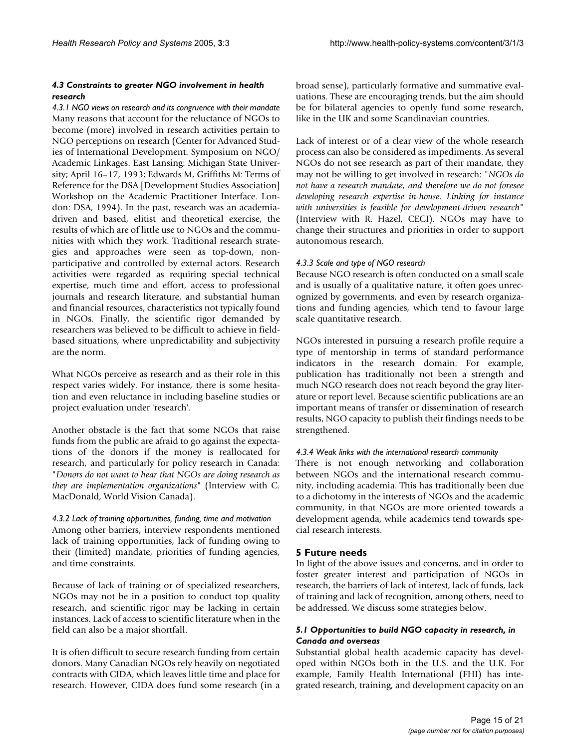### 4.3 Constraints to greater NGO involvement in health research

#### *4.3.1 NGO views on research and its congruence with their mandate*

Many reasons that account for the reluctance of NGOs to become (more) involved in research activities pertain to NGO perceptions on research (Center for Advanced Studies of International Development. Symposium on NGO/ Academic Linkages. East Lansing: Michigan State University; April 16–17, 1993; Edwards M, Griffiths M: Terms of Reference for the DSA [Development Studies Association] Workshop on the Academic Practitioner Interface. London: DSA, 1994). In the past, research was an academia-driven and based, elitist and theoretical exercise, the results of which are of little use to NGOs and the communities with which they work. Traditional research strategies and approaches were seen as top-down, non-participative and controlled by external actors. Research activities were regarded as requiring special technical expertise, much time and effort, access to professional journals and research literature, and substantial human and financial resources, characteristics not typically found in NGOs. Finally, the scientific rigor demanded by researchers was believed to be difficult to achieve in field-based situations, where unpredictability and subjectivity are the norm.

What NGOs perceive as research and as their role in this respect varies widely. For instance, there is some hesitation and even reluctance in including baseline studies or project evaluation under 'research'.

Another obstacle is the fact that some NGOs that raise funds from the public are afraid to go against the expectations of the donors if the money is reallocated for research, and particularly for policy research in Canada: "*Donors do not want to hear that NGOs are doing research as they are implementation organizations*" (Interview with C. MacDonald, World Vision Canada).

#### *4.3.2 Lack of training opportunities, funding, time and motivation*

Among other barriers, interview respondents mentioned lack of training opportunities, lack of funding owing to their (limited) mandate, priorities of funding agencies, and time constraints.

Because of lack of training or of specialized researchers, NGOs may not be in a position to conduct top quality research, and scientific rigor may be lacking in certain instances. Lack of access to scientific literature when in the field can also be a major shortfall.

It is often difficult to secure research funding from certain donors. Many Canadian NGOs rely heavily on negotiated contracts with CIDA, which leaves little time and place for research. However, CIDA does fund some research (in a broad sense), particularly formative and summative evaluations. These are encouraging trends, but the aim should be for bilateral agencies to openly fund some research, like in the UK and some Scandinavian countries.

Lack of interest or of a clear view of the whole research process can also be considered as impediments. As several NGOs do not see research as part of their mandate, they may not be willing to get involved in research: "*NGOs do not have a research mandate, and therefore we do not foresee developing research expertise in-house. Linking for instance with universities is feasible for development-driven research*" (Interview with R. Hazel, CECI). NGOs may have to change their structures and priorities in order to support autonomous research.

#### *4.3.3 Scale and type of NGO research*

Because NGO research is often conducted on a small scale and is usually of a qualitative nature, it often goes unrecognized by governments, and even by research organizations and funding agencies, which tend to favour large scale quantitative research.

NGOs interested in pursuing a research profile require a type of mentorship in terms of standard performance indicators in the research domain. For example, publication has traditionally not been a strength and much NGO research does not reach beyond the gray literature or report level. Because scientific publications are an important means of transfer or dissemination of research results, NGO capacity to publish their findings needs to be strengthened.

#### *4.3.4 Weak links with the international research community*

There is not enough networking and collaboration between NGOs and the international research community, including academia. This has traditionally been due to a dichotomy in the interests of NGOs and the academic community, in that NGOs are more oriented towards a development agenda, while academics tend towards special research interests.

## 5 Future needs

In light of the above issues and concerns, and in order to foster greater interest and participation of NGOs in research, the barriers of lack of interest, lack of funds, lack of training and lack of recognition, among others, need to be addressed. We discuss some strategies below.

### 5.1 Opportunities to build NGO capacity in research, in Canada and overseas

Substantial global health academic capacity has developed within NGOs both in the U.S. and the U.K. For example, Family Health International (FHI) has integrated research, training, and development capacity on an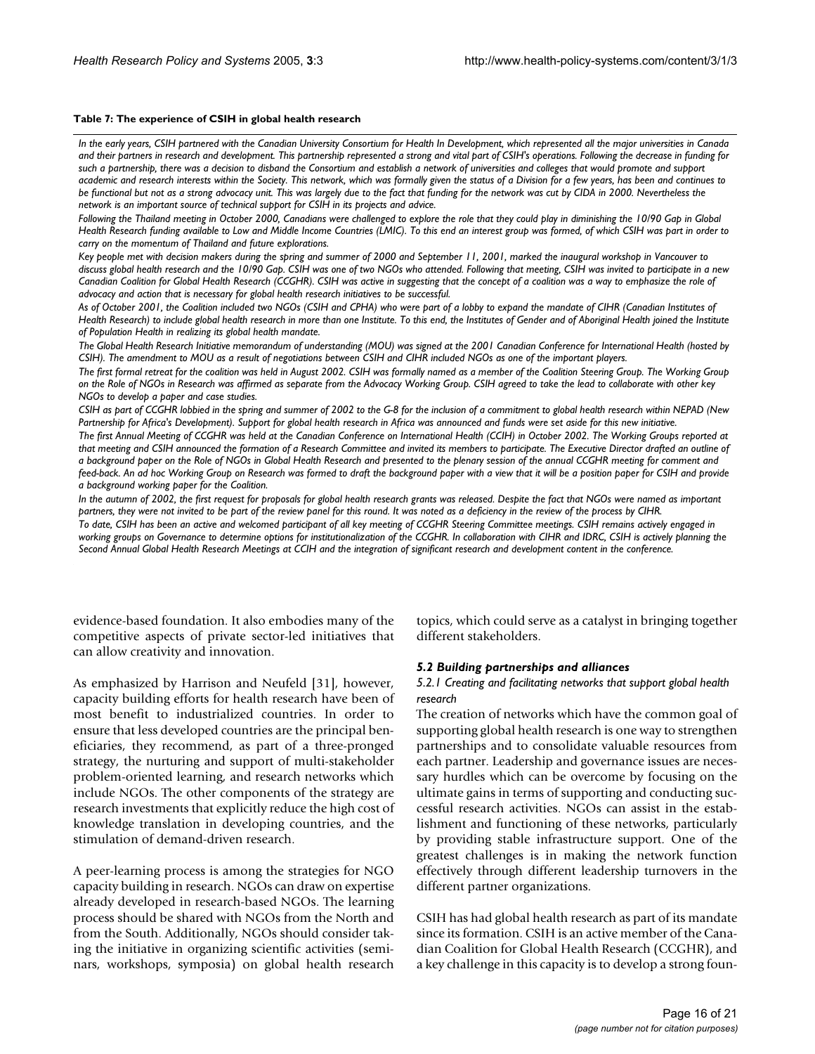**Table 7: The experience of CSIH in global health research**

*In the early years, CSIH partnered with the Canadian University Consortium for Health In Development, which represented all the major universities in Canada and their partners in research and development. This partnership represented a strong and vital part of CSIH's operations. Following the decrease in funding for such a partnership, there was a decision to disband the Consortium and establish a network of universities and colleges that would promote and support academic and research interests within the Society. This network, which was formally given the status of a Division for a few years, has been and continues to be functional but not as a strong advocacy unit. This was largely due to the fact that funding for the network was cut by CIDA in 2000. Nevertheless the network is an important source of technical support for CSIH in its projects and advice.*

*Following the Thailand meeting in October 2000, Canadians were challenged to explore the role that they could play in diminishing the 10/90 Gap in Global Health Research funding available to Low and Middle Income Countries (LMIC). To this end an interest group was formed, of which CSIH was part in order to carry on the momentum of Thailand and future explorations.*

*Key people met with decision makers during the spring and summer of 2000 and September 11, 2001, marked the inaugural workshop in Vancouver to discuss global health research and the 10/90 Gap. CSIH was one of two NGOs who attended. Following that meeting, CSIH was invited to participate in a new Canadian Coalition for Global Health Research (CCGHR). CSIH was active in suggesting that the concept of a coalition was a way to emphasize the role of advocacy and action that is necessary for global health research initiatives to be successful.*

*As of October 2001, the Coalition included two NGOs (CSIH and CPHA) who were part of a lobby to expand the mandate of CIHR (Canadian Institutes of Health Research) to include global health research in more than one Institute. To this end, the Institutes of Gender and of Aboriginal Health joined the Institute of Population Health in realizing its global health mandate.*

*The Global Health Research Initiative memorandum of understanding (MOU) was signed at the 2001 Canadian Conference for International Health (hosted by CSIH). The amendment to MOU as a result of negotiations between CSIH and CIHR included NGOs as one of the important players.*

*The first formal retreat for the coalition was held in August 2002. CSIH was formally named as a member of the Coalition Steering Group. The Working Group on the Role of NGOs in Research was affirmed as separate from the Advocacy Working Group. CSIH agreed to take the lead to collaborate with other key NGOs to develop a paper and case studies.*

*CSIH as part of CCGHR lobbied in the spring and summer of 2002 to the G-8 for the inclusion of a commitment to global health research within NEPAD (New Partnership for Africa's Development). Support for global health research in Africa was announced and funds were set aside for this new initiative.*

*The first Annual Meeting of CCGHR was held at the Canadian Conference on International Health (CCIH) in October 2002. The Working Groups reported at that meeting and CSIH announced the formation of a Research Committee and invited its members to participate. The Executive Director drafted an outline of a background paper on the Role of NGOs in Global Health Research and presented to the plenary session of the annual CCGHR meeting for comment and feed-back. An ad hoc Working Group on Research was formed to draft the background paper with a view that it will be a position paper for CSIH and provide a background working paper for the Coalition.*

*In the autumn of 2002, the first request for proposals for global health research grants was released. Despite the fact that NGOs were named as important partners, they were not invited to be part of the review panel for this round. It was noted as a deficiency in the review of the process by CIHR.*

*To date, CSIH has been an active and welcomed participant of all key meeting of CCGHR Steering Committee meetings. CSIH remains actively engaged in working groups on Governance to determine options for institutionalization of the CCGHR. In collaboration with CIHR and IDRC, CSIH is actively planning the Second Annual Global Health Research Meetings at CCIH and the integration of significant research and development content in the conference.*

evidence-based foundation. It also embodies many of the competitive aspects of private sector-led initiatives that can allow creativity and innovation.

As emphasized by Harrison and Neufeld [31], however, capacity building efforts for health research have been of most benefit to industrialized countries. In order to ensure that less developed countries are the principal beneficiaries, they recommend, as part of a three-pronged strategy, the nurturing and support of multi-stakeholder problem-oriented learning, and research networks which include NGOs. The other components of the strategy are research investments that explicitly reduce the high cost of knowledge translation in developing countries, and the stimulation of demand-driven research.

A peer-learning process is among the strategies for NGO capacity building in research. NGOs can draw on expertise already developed in research-based NGOs. The learning process should be shared with NGOs from the North and from the South. Additionally, NGOs should consider taking the initiative in organizing scientific activities (seminars, workshops, symposia) on global health research topics, which could serve as a catalyst in bringing together different stakeholders.

### *5.2 Building partnerships and alliances*

#### *5.2.1 Creating and facilitating networks that support global health research*

The creation of networks which have the common goal of supporting global health research is one way to strengthen partnerships and to consolidate valuable resources from each partner. Leadership and governance issues are necessary hurdles which can be overcome by focusing on the ultimate gains in terms of supporting and conducting successful research activities. NGOs can assist in the establishment and functioning of these networks, particularly by providing stable infrastructure support. One of the greatest challenges is in making the network function effectively through different leadership turnovers in the different partner organizations.

CSIH has had global health research as part of its mandate since its formation. CSIH is an active member of the Canadian Coalition for Global Health Research (CCGHR), and a key challenge in this capacity is to develop a strong foun-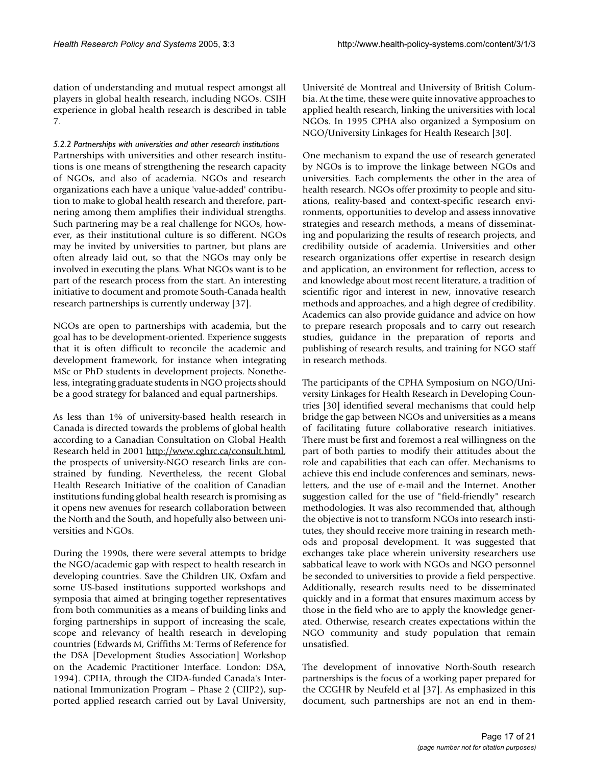dation of understanding and mutual respect amongst all players in global health research, including NGOs. CSIH experience in global health research is described in table 7.

#### *5.2.2 Partnerships with universities and other research institutions*

Partnerships with universities and other research institutions is one means of strengthening the research capacity of NGOs, and also of academia. NGOs and research organizations each have a unique 'value-added' contribution to make to global health research and therefore, partnering among them amplifies their individual strengths. Such partnering may be a real challenge for NGOs, however, as their institutional culture is so different. NGOs may be invited by universities to partner, but plans are often already laid out, so that the NGOs may only be involved in executing the plans. What NGOs want is to be part of the research process from the start. An interesting initiative to document and promote South-Canada health research partnerships is currently underway [37].

NGOs are open to partnerships with academia, but the goal has to be development-oriented. Experience suggests that it is often difficult to reconcile the academic and development framework, for instance when integrating MSc or PhD students in development projects. Nonetheless, integrating graduate students in NGO projects should be a good strategy for balanced and equal partnerships.

As less than 1% of university-based health research in Canada is directed towards the problems of global health according to a Canadian Consultation on Global Health Research held in 2001 http://www.cghrc.ca/consult.html, the prospects of university-NGO research links are constrained by funding. Nevertheless, the recent Global Health Research Initiative of the coalition of Canadian institutions funding global health research is promising as it opens new avenues for research collaboration between the North and the South, and hopefully also between universities and NGOs.

During the 1990s, there were several attempts to bridge the NGO/academic gap with respect to health research in developing countries. Save the Children UK, Oxfam and some US-based institutions supported workshops and symposia that aimed at bringing together representatives from both communities as a means of building links and forging partnerships in support of increasing the scale, scope and relevancy of health research in developing countries (Edwards M, Griffiths M: Terms of Reference for the DSA [Development Studies Association] Workshop on the Academic Practitioner Interface. London: DSA, 1994). CPHA, through the CIDA-funded Canada's International Immunization Program – Phase 2 (CIIP2), supported applied research carried out by Laval University, Université de Montreal and University of British Columbia. At the time, these were quite innovative approaches to applied health research, linking the universities with local NGOs. In 1995 CPHA also organized a Symposium on NGO/University Linkages for Health Research [30].

One mechanism to expand the use of research generated by NGOs is to improve the linkage between NGOs and universities. Each complements the other in the area of health research. NGOs offer proximity to people and situations, reality-based and context-specific research environments, opportunities to develop and assess innovative strategies and research methods, a means of disseminating and popularizing the results of research projects, and credibility outside of academia. Universities and other research organizations offer expertise in research design and application, an environment for reflection, access to and knowledge about most recent literature, a tradition of scientific rigor and interest in new, innovative research methods and approaches, and a high degree of credibility. Academics can also provide guidance and advice on how to prepare research proposals and to carry out research studies, guidance in the preparation of reports and publishing of research results, and training for NGO staff in research methods.

The participants of the CPHA Symposium on NGO/University Linkages for Health Research in Developing Countries [30] identified several mechanisms that could help bridge the gap between NGOs and universities as a means of facilitating future collaborative research initiatives. There must be first and foremost a real willingness on the part of both parties to modify their attitudes about the role and capabilities that each can offer. Mechanisms to achieve this end include conferences and seminars, newsletters, and the use of e-mail and the Internet. Another suggestion called for the use of "field-friendly" research methodologies. It was also recommended that, although the objective is not to transform NGOs into research institutes, they should receive more training in research methods and proposal development. It was suggested that exchanges take place wherein university researchers use sabbatical leave to work with NGOs and NGO personnel be seconded to universities to provide a field perspective. Additionally, research results need to be disseminated quickly and in a format that ensures maximum access by those in the field who are to apply the knowledge generated. Otherwise, research creates expectations within the NGO community and study population that remain unsatisfied.

The development of innovative North-South research partnerships is the focus of a working paper prepared for the CCGHR by Neufeld et al [37]. As emphasized in this document, such partnerships are not an end in them-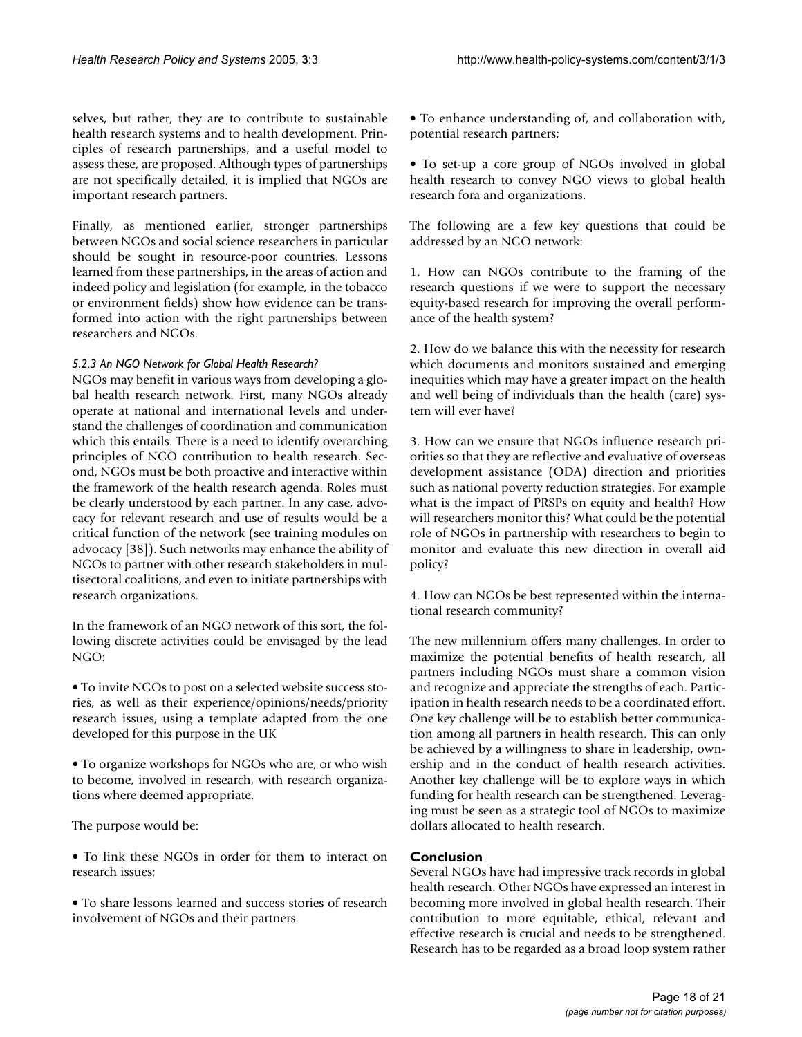selves, but rather, they are to contribute to sustainable health research systems and to health development. Principles of research partnerships, and a useful model to assess these, are proposed. Although types of partnerships are not specifically detailed, it is implied that NGOs are important research partners.

Finally, as mentioned earlier, stronger partnerships between NGOs and social science researchers in particular should be sought in resource-poor countries. Lessons learned from these partnerships, in the areas of action and indeed policy and legislation (for example, in the tobacco or environment fields) show how evidence can be transformed into action with the right partnerships between researchers and NGOs.

#### *5.2.3 An NGO Network for Global Health Research?*

NGOs may benefit in various ways from developing a global health research network. First, many NGOs already operate at national and international levels and understand the challenges of coordination and communication which this entails. There is a need to identify overarching principles of NGO contribution to health research. Second, NGOs must be both proactive and interactive within the framework of the health research agenda. Roles must be clearly understood by each partner. In any case, advocacy for relevant research and use of results would be a critical function of the network (see training modules on advocacy [38]). Such networks may enhance the ability of NGOs to partner with other research stakeholders in multisectoral coalitions, and even to initiate partnerships with research organizations.

In the framework of an NGO network of this sort, the following discrete activities could be envisaged by the lead NGO:

• To invite NGOs to post on a selected website success stories, as well as their experience/opinions/needs/priority research issues, using a template adapted from the one developed for this purpose in the UK

• To organize workshops for NGOs who are, or who wish to become, involved in research, with research organizations where deemed appropriate.

The purpose would be:

• To link these NGOs in order for them to interact on research issues;

• To share lessons learned and success stories of research involvement of NGOs and their partners

• To enhance understanding of, and collaboration with, potential research partners;

• To set-up a core group of NGOs involved in global health research to convey NGO views to global health research fora and organizations.

The following are a few key questions that could be addressed by an NGO network:

1. How can NGOs contribute to the framing of the research questions if we were to support the necessary equity-based research for improving the overall performance of the health system?

2. How do we balance this with the necessity for research which documents and monitors sustained and emerging inequities which may have a greater impact on the health and well being of individuals than the health (care) system will ever have?

3. How can we ensure that NGOs influence research priorities so that they are reflective and evaluative of overseas development assistance (ODA) direction and priorities such as national poverty reduction strategies. For example what is the impact of PRSPs on equity and health? How will researchers monitor this? What could be the potential role of NGOs in partnership with researchers to begin to monitor and evaluate this new direction in overall aid policy?

4. How can NGOs be best represented within the international research community?

The new millennium offers many challenges. In order to maximize the potential benefits of health research, all partners including NGOs must share a common vision and recognize and appreciate the strengths of each. Participation in health research needs to be a coordinated effort. One key challenge will be to establish better communication among all partners in health research. This can only be achieved by a willingness to share in leadership, ownership and in the conduct of health research activities. Another key challenge will be to explore ways in which funding for health research can be strengthened. Leveraging must be seen as a strategic tool of NGOs to maximize dollars allocated to health research.

## Conclusion

Several NGOs have had impressive track records in global health research. Other NGOs have expressed an interest in becoming more involved in global health research. Their contribution to more equitable, ethical, relevant and effective research is crucial and needs to be strengthened. Research has to be regarded as a broad loop system rather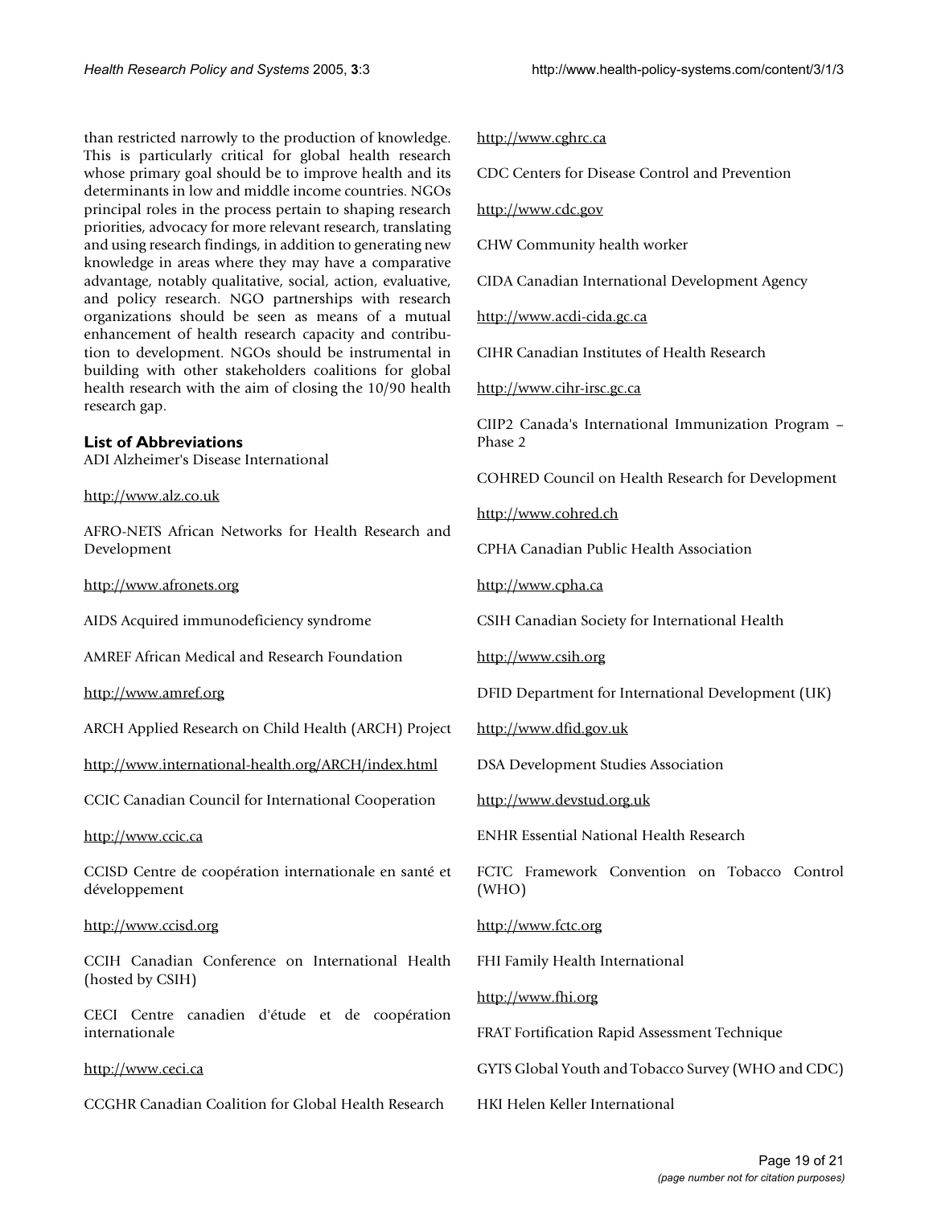than restricted narrowly to the production of knowledge. This is particularly critical for global health research whose primary goal should be to improve health and its determinants in low and middle income countries. NGOs principal roles in the process pertain to shaping research priorities, advocacy for more relevant research, translating and using research findings, in addition to generating new knowledge in areas where they may have a comparative advantage, notably qualitative, social, action, evaluative, and policy research. NGO partnerships with research organizations should be seen as means of a mutual enhancement of health research capacity and contribution to development. NGOs should be instrumental in building with other stakeholders coalitions for global health research with the aim of closing the 10/90 health research gap.

## List of Abbreviations

ADI Alzheimer's Disease International

http://www.alz.co.uk

AFRO-NETS African Networks for Health Research and Development

http://www.afronets.org

AIDS Acquired immunodeficiency syndrome

AMREF African Medical and Research Foundation

http://www.amref.org

ARCH Applied Research on Child Health (ARCH) Project

http://www.international-health.org/ARCH/index.html

CCIC Canadian Council for International Cooperation

http://www.ccic.ca

CCISD Centre de coopération internationale en santé et développement

http://www.ccisd.org

CCIH Canadian Conference on International Health (hosted by CSIH)

CECI Centre canadien d'étude et de coopération internationale

http://www.ceci.ca

CCGHR Canadian Coalition for Global Health Research

http://www.cghrc.ca

CDC Centers for Disease Control and Prevention

http://www.cdc.gov

CHW Community health worker

CIDA Canadian International Development Agency

http://www.acdi-cida.gc.ca

CIHR Canadian Institutes of Health Research

http://www.cihr-irsc.gc.ca

CIIP2 Canada's International Immunization Program – Phase 2

COHRED Council on Health Research for Development

http://www.cohred.ch

CPHA Canadian Public Health Association

http://www.cpha.ca

CSIH Canadian Society for International Health

http://www.csih.org

DFID Department for International Development (UK)

http://www.dfid.gov.uk

DSA Development Studies Association

http://www.devstud.org.uk

ENHR Essential National Health Research

FCTC Framework Convention on Tobacco Control (WHO)

http://www.fctc.org

FHI Family Health International

http://www.fhi.org

FRAT Fortification Rapid Assessment Technique

GYTS Global Youth and Tobacco Survey (WHO and CDC)

HKI Helen Keller International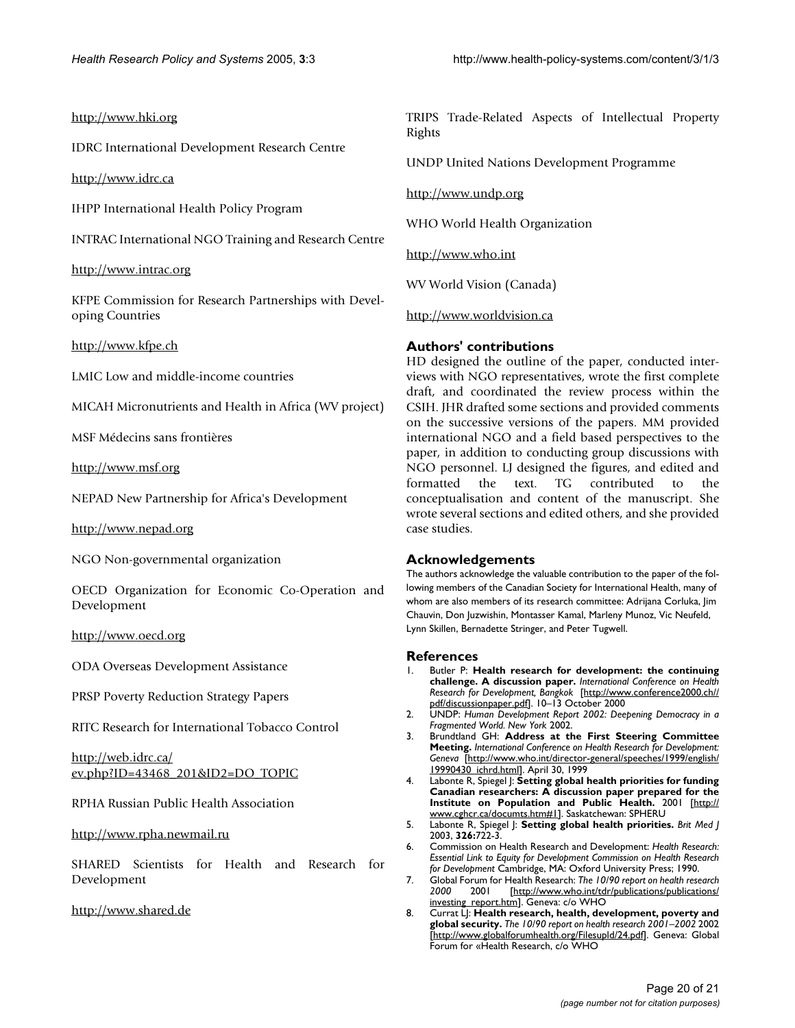http://www.hki.org

IDRC International Development Research Centre

http://www.idrc.ca

IHPP International Health Policy Program

INTRAC International NGO Training and Research Centre

http://www.intrac.org

KFPE Commission for Research Partnerships with Developing Countries

http://www.kfpe.ch

LMIC Low and middle-income countries

MICAH Micronutrients and Health in Africa (WV project)

MSF Médecins sans frontières

http://www.msf.org

NEPAD New Partnership for Africa's Development

http://www.nepad.org

NGO Non-governmental organization

OECD Organization for Economic Co-Operation and Development

http://www.oecd.org

ODA Overseas Development Assistance

PRSP Poverty Reduction Strategy Papers

RITC Research for International Tobacco Control

http://web.idrc.ca/ev.php?ID=43468_201&ID2=DO_TOPIC

RPHA Russian Public Health Association

http://www.rpha.newmail.ru

SHARED Scientists for Health and Research for Development

http://www.shared.de

TRIPS Trade-Related Aspects of Intellectual Property Rights

UNDP United Nations Development Programme

http://www.undp.org

WHO World Health Organization

http://www.who.int

WV World Vision (Canada)

http://www.worldvision.ca

## Authors' contributions

HD designed the outline of the paper, conducted interviews with NGO representatives, wrote the first complete draft, and coordinated the review process within the CSIH. JHR drafted some sections and provided comments on the successive versions of the papers. MM provided international NGO and a field based perspectives to the paper, in addition to conducting group discussions with NGO personnel. LJ designed the figures, and edited and formatted the text. TG contributed to the conceptualisation and content of the manuscript. She wrote several sections and edited others, and she provided case studies.

## Acknowledgements

The authors acknowledge the valuable contribution to the paper of the following members of the Canadian Society for International Health, many of whom are also members of its research committee: Adrijana Corluka, Jim Chauvin, Don Juzwishin, Montasser Kamal, Marleny Munoz, Vic Neufeld, Lynn Skillen, Bernadette Stringer, and Peter Tugwell.

## References

1. Butler P: **Health research for development: the continuing challenge. A discussion paper.** *International Conference on Health Research for Development, Bangkok* [http://www.conference2000.ch//pdf/discussionpaper.pdf]. 10–13 October 2000
2. UNDP: *Human Development Report 2002: Deepening Democracy in a Fragmented World. New York* 2002.
3. Brundtland GH: **Address at the First Steering Committee Meeting.** *International Conference on Health Research for Development: Geneva* [http://www.who.int/director-general/speeches/1999/english/19990430_ichrd.html]. April 30, 1999
4. Labonte R, Spiegel J: **Setting global health priorities for funding Canadian researchers: A discussion paper prepared for the Institute on Population and Public Health.** 2001 [http://www.cghcr.ca/documts.htm#1]. Saskatchewan: SPHERU
5. Labonte R, Spiegel J: **Setting global health priorities.** *Brit Med J* 2003, **326:**722-3.
6. Commission on Health Research and Development: *Health Research: Essential Link to Equity for Development Commission on Health Research for Development* Cambridge, MA: Oxford University Press; 1990.
7. Global Forum for Health Research: *The 10/90 report on health research 2000* 2001 [http://www.who.int/tdr/publications/publications/investing_report.htm]. Geneva: c/o WHO
8. Currat LJ: **Health research, health, development, poverty and global security.** *The 10/90 report on health research 2001–2002* 2002 [http://www.globalforumhealth.org/FilesupId/24.pdf]. Geneva: Global Forum for «Health Research, c/o WHO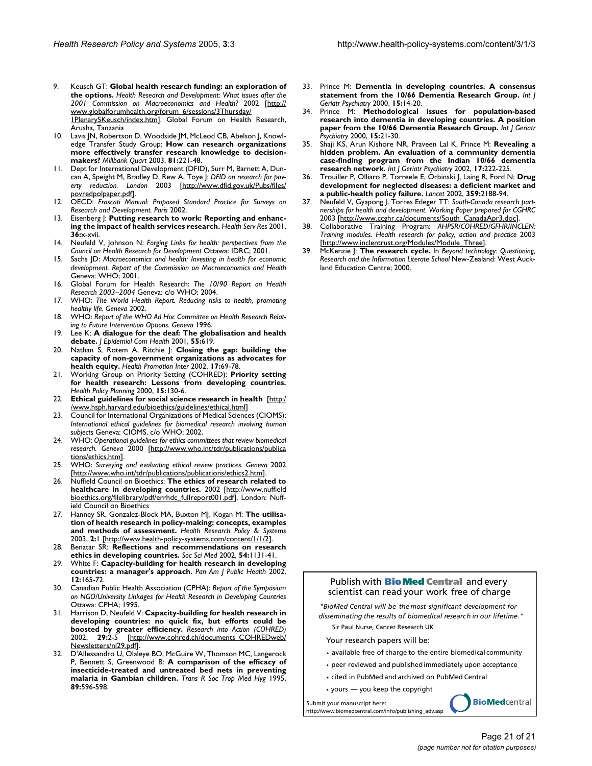9. Keusch GT: **Global health research funding: an exploration of the options.** *Health Research and Development: What issues after the 2001 Commission on Macroeconomics and Health?* 2002 [http://www.globalforumhealth.org/forum_6/sessions/3Thursday/1Plenary5Keusch/index.htm]. Global Forum on Health Research, Arusha, Tanzania
10. Lavis JN, Robertson D, Woodside JM, McLeod CB, Abelson J, Knowledge Transfer Study Group: **How can research organizations more effectively transfer research knowledge to decision-makers?** *Millbank Quart* 2003, **81:**221-48.
11. Dept for International Development (DFID), Surr M, Barnett A, Duncan A, Speight M, Bradley D, Rew A, Toye J: *DFID on research for poverty reduction. London* 2003 [http://www.dfid.gov.uk/Pubs/files/povredpolpaper.pdf].
12. OECD: *Frascati Manual: Proposed Standard Practice for Surveys on Research and Development. Paris* 2002.
13. Eisenberg J: **Putting research to work: Reporting and enhancing the impact of health services research.** *Health Serv Res* 2001, **36:**x-xvii.
14. Neufeld V, Johnson N: *Forging Links for health: perspectives from the Council on Health Research for Development* Ottawa: IDRC; 2001.
15. Sachs JD: *Macroeconomics and health: Investing in health for economic development. Report of the Commission on Macroeconomics and Health* Geneva: WHO; 2001.
16. Global Forum for Health Research: *The 10/90 Report on Health Research 2003–2004* Geneva: c/o WHO; 2004.
17. WHO: *The World Health Report. Reducing risks to health, promoting healthy life. Geneva* 2002.
18. WHO: *Report of the WHO Ad Hoc Committee on Health Research Relating to Future Intervention Options. Geneva* 1996.
19. Lee K: **A dialogue for the deaf: The globalisation and health debate.** *J Epidemiol Com Health* 2001, **55:**619.
20. Nathan S, Rotem A, Ritchie J: **Closing the gap: building the capacity of non-government organizations as advocates for health equity.** *Health Promotion Inter* 2002, **17:**69-78.
21. Working Group on Priority Setting (COHRED): **Priority setting for health research: Lessons from developing countries.** *Health Policy Planning* 2000, **15:**130-6.
22. **Ethical guidelines for social science research in health** [http://www.hsph.harvard.edu/bioethics/guidelines/ethical.html]
23. Council for International Organizations of Medical Sciences (CIOMS): *International ethical guidelines for biomedical research involving human subjects* Geneva: CIOMS, c/o WHO; 2002.
24. WHO: *Operational guidelines for ethics committees that review biomedical research. Geneva* 2000 [http://www.who.int/tdr/publications/publications/ethics.htm].
25. WHO: *Surveying and evaluating ethical review practices. Geneva* 2002 [http://www.who.int/tdr/publications/publications/ethics2.htm].
26. Nuffield Council on Bioethics: **The ethics of research related to healthcare in developing countries.** 2002 [http://www.nuffieldbioethics.org/filelibrary/pdf/errhdc_fullreport001.pdf]. London: Nuffield Council on Bioethics
27. Hanney SR, Gonzalez-Block MA, Buxton MJ, Kogan M: **The utilisation of health research in policy-making: concepts, examples and methods of assessment.** *Health Research Policy & Systems* 2003, **2:**1 [http://www.health-policy-systems.com/content/1/1/2].
28. Benatar SR: **Reflections and recommendations on research ethics in developing countries.** *Soc Sci Med* 2002, **54:**1131-41.
29. White F: **Capacity-building for health research in developing countries: a manager's approach.** *Pan Am J Public Health* 2002, **12:**165-72.
30. Canadian Public Health Association (CPHA): *Report of the Symposium on NGO/University Linkages for Health Research in Developing Countries* Ottawa: CPHA; 1995.
31. Harrison D, Neufeld V: **Capacity-building for health research in developing countries: no quick fix, but efforts could be boosted by greater efficiency.** *Research into Action (COHRED)* 2002, **29:**2-5 [http://www.cohred.ch/documents_COHREDweb/Newsletters/nl29.pdf].
32. D'Allessandro U, Olaleye BO, McGuire W, Thomson MC, Langerock P, Bennett S, Greenwood B: **A comparison of the efficacy of insecticide-treated and untreated bed nets in preventing malaria in Gambian children.** *Trans R Soc Trop Med Hyg* 1995, **89:**596-598.
33. Prince M: **Dementia in developing countries. A consensus statement from the 10/66 Dementia Research Group.** *Int J Geriatr Psychiatry* 2000, **15:**14-20.
34. Prince M: **Methodological issues for population-based research into dementia in developing countries. A position paper from the 10/66 Dementia Research Group.** *Int J Geriatr Psychiatry* 2000, **15:**21-30.
35. Shaji KS, Arun Kishore NR, Praveen Lal K, Prince M: **Revealing a hidden problem. An evaluation of a community dementia case-finding program from the Indian 10/66 dementia research network.** *Int J Geriatr Psychiatry* 2002, **17:**222-225.
36. Trouiller P, Olliaro P, Torreele E, Orbinski J, Laing R, Ford N: **Drug development for neglected diseases: a deficient market and a public-health policy failure.** *Lancet* 2002, **359:**2188-94.
37. Neufeld V, Gyapong J, Torres Edeger TT: *South-Canada research partnerships for health and development. Working Paper prepared for CGHRC* 2003 [http://www.ccghr.ca/documents/South_CanadaApr3.doc].
38. Collaborative Training Program: *AHPSR/COHRED/GFHR/INCLEN: Training modules. Health research for policy, action and practice* 2003 [http://www.inclentrust.org/Modules/Module_Three].
39. McKenzie J: **The research cycle.** In *Beyond technology: Questioning, Research and the Information Literate School* New-Zealand: West Auckland Education Centre; 2000.

Publish with **BioMed Central** and every scientist can read your work free of charge

*"BioMed Central will be the most significant development for disseminating the results of biomedical research in our lifetime."*

Sir Paul Nurse, Cancer Research UK

Your research papers will be:

- available free of charge to the entire biomedical community
- peer reviewed and published immediately upon acceptance
- cited in PubMed and archived on PubMed Central
- yours — you keep the copyright

Submit your manuscript here:
http://www.biomedcentral.com/info/publishing_adv.asp

BioMedcentral